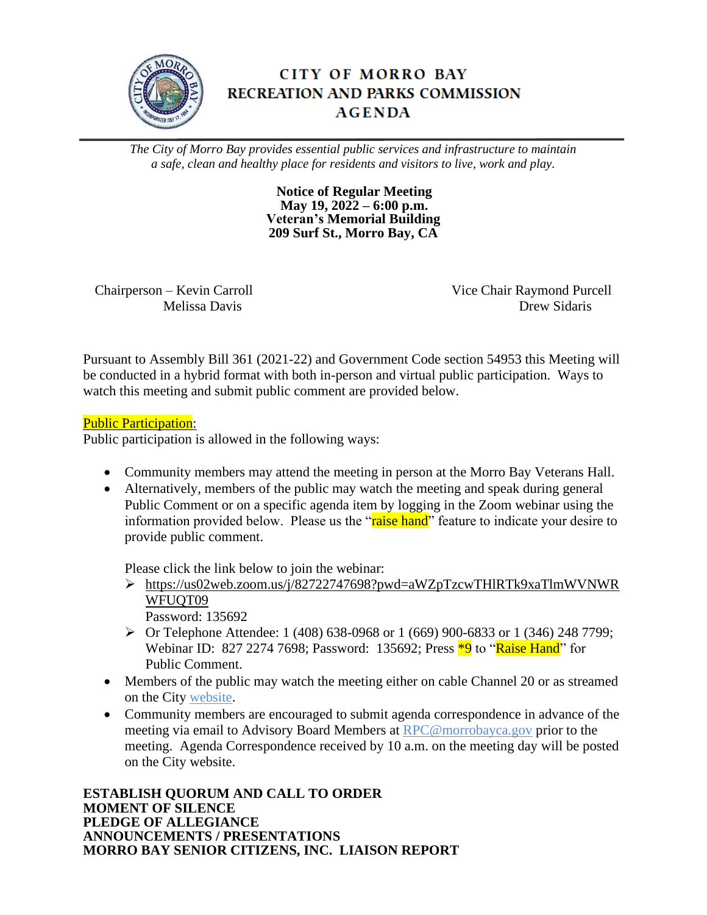# CITY OF MORRO BAY
# RECREATION AND PARKS COMMISSION
# AGENDA

*The City of Morro Bay provides essential public services and infrastructure to maintain a safe, clean and healthy place for residents and visitors to live, work and play.*

**Notice of Regular Meeting**
**May 19, 2022 – 6:00 p.m.**
**Veteran's Memorial Building**
**209 Surf St., Morro Bay, CA**

Chairperson – Kevin Carroll
Vice Chair Raymond Purcell
Melissa Davis
Drew Sidaris

Pursuant to Assembly Bill 361 (2021-22) and Government Code section 54953 this Meeting will be conducted in a hybrid format with both in-person and virtual public participation. Ways to watch this meeting and submit public comment are provided below.

Public Participation:
Public participation is allowed in the following ways:

- Community members may attend the meeting in person at the Morro Bay Veterans Hall.
- Alternatively, members of the public may watch the meeting and speak during general Public Comment or on a specific agenda item by logging in the Zoom webinar using the information provided below. Please us the "raise hand" feature to indicate your desire to provide public comment.

  Please click the link below to join the webinar:
  - https://us02web.zoom.us/j/82722747698?pwd=aWZpTzcwTHlRTk9xaTlmWVNWRWFUQT09
    Password: 135692
  - Or Telephone Attendee: 1 (408) 638-0968 or 1 (669) 900-6833 or 1 (346) 248 7799; Webinar ID: 827 2274 7698; Password: 135692; Press *9 to "Raise Hand" for Public Comment.
- Members of the public may watch the meeting either on cable Channel 20 or as streamed on the City website.
- Community members are encouraged to submit agenda correspondence in advance of the meeting via email to Advisory Board Members at RPC@morrobayca.gov prior to the meeting. Agenda Correspondence received by 10 a.m. on the meeting day will be posted on the City website.

**ESTABLISH QUORUM AND CALL TO ORDER**
**MOMENT OF SILENCE**
**PLEDGE OF ALLEGIANCE**
**ANNOUNCEMENTS / PRESENTATIONS**
**MORRO BAY SENIOR CITIZENS, INC. LIAISON REPORT**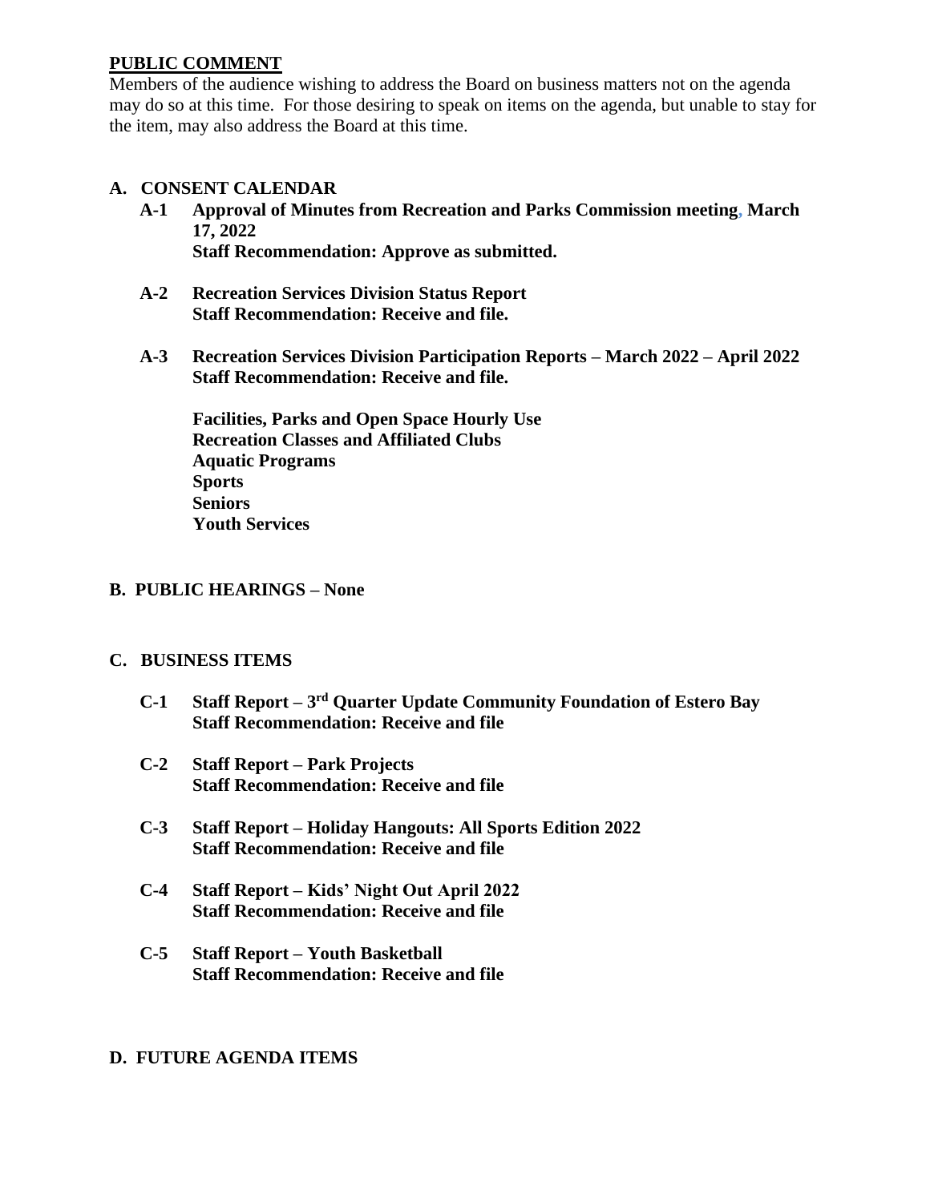**PUBLIC COMMENT**

Members of the audience wishing to address the Board on business matters not on the agenda may do so at this time. For those desiring to speak on items on the agenda, but unable to stay for the item, may also address the Board at this time.

## A. CONSENT CALENDAR

**A-1 Approval of Minutes from Recreation and Parks Commission meeting, March 17, 2022**
**Staff Recommendation: Approve as submitted.**

**A-2 Recreation Services Division Status Report**
**Staff Recommendation: Receive and file.**

**A-3 Recreation Services Division Participation Reports – March 2022 – April 2022**
**Staff Recommendation: Receive and file.**

**Facilities, Parks and Open Space Hourly Use**
**Recreation Classes and Affiliated Clubs**
**Aquatic Programs**
**Sports**
**Seniors**
**Youth Services**

## B. PUBLIC HEARINGS – None

## C. BUSINESS ITEMS

**C-1 Staff Report – 3rd Quarter Update Community Foundation of Estero Bay**
**Staff Recommendation: Receive and file**

**C-2 Staff Report – Park Projects**
**Staff Recommendation: Receive and file**

**C-3 Staff Report – Holiday Hangouts: All Sports Edition 2022**
**Staff Recommendation: Receive and file**

**C-4 Staff Report – Kids' Night Out April 2022**
**Staff Recommendation: Receive and file**

**C-5 Staff Report – Youth Basketball**
**Staff Recommendation: Receive and file**

## D. FUTURE AGENDA ITEMS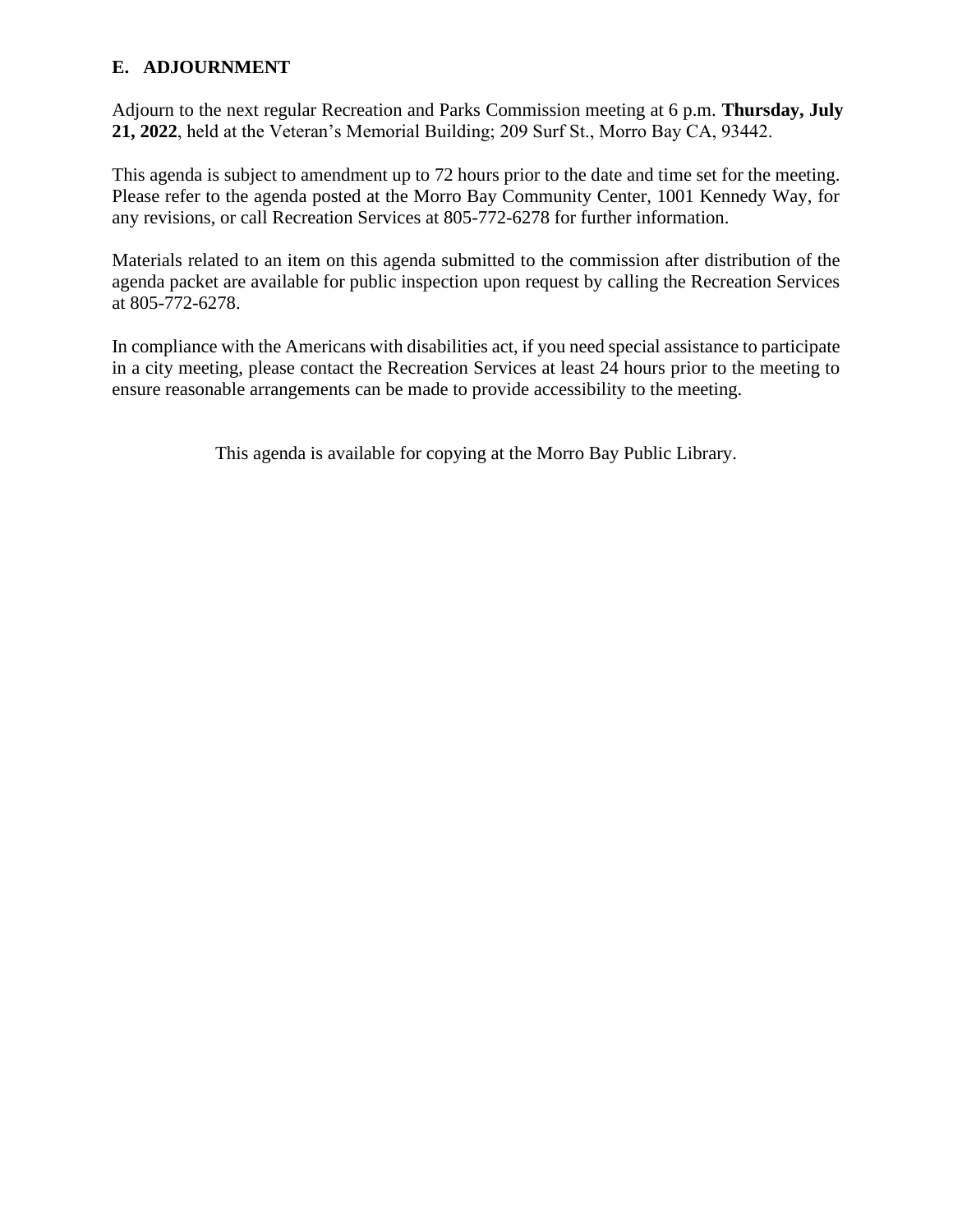## E. ADJOURNMENT

Adjourn to the next regular Recreation and Parks Commission meeting at 6 p.m. **Thursday, July 21, 2022**, held at the Veteran's Memorial Building; 209 Surf St., Morro Bay CA, 93442.

This agenda is subject to amendment up to 72 hours prior to the date and time set for the meeting. Please refer to the agenda posted at the Morro Bay Community Center, 1001 Kennedy Way, for any revisions, or call Recreation Services at 805-772-6278 for further information.

Materials related to an item on this agenda submitted to the commission after distribution of the agenda packet are available for public inspection upon request by calling the Recreation Services at 805-772-6278.

In compliance with the Americans with disabilities act, if you need special assistance to participate in a city meeting, please contact the Recreation Services at least 24 hours prior to the meeting to ensure reasonable arrangements can be made to provide accessibility to the meeting.

This agenda is available for copying at the Morro Bay Public Library.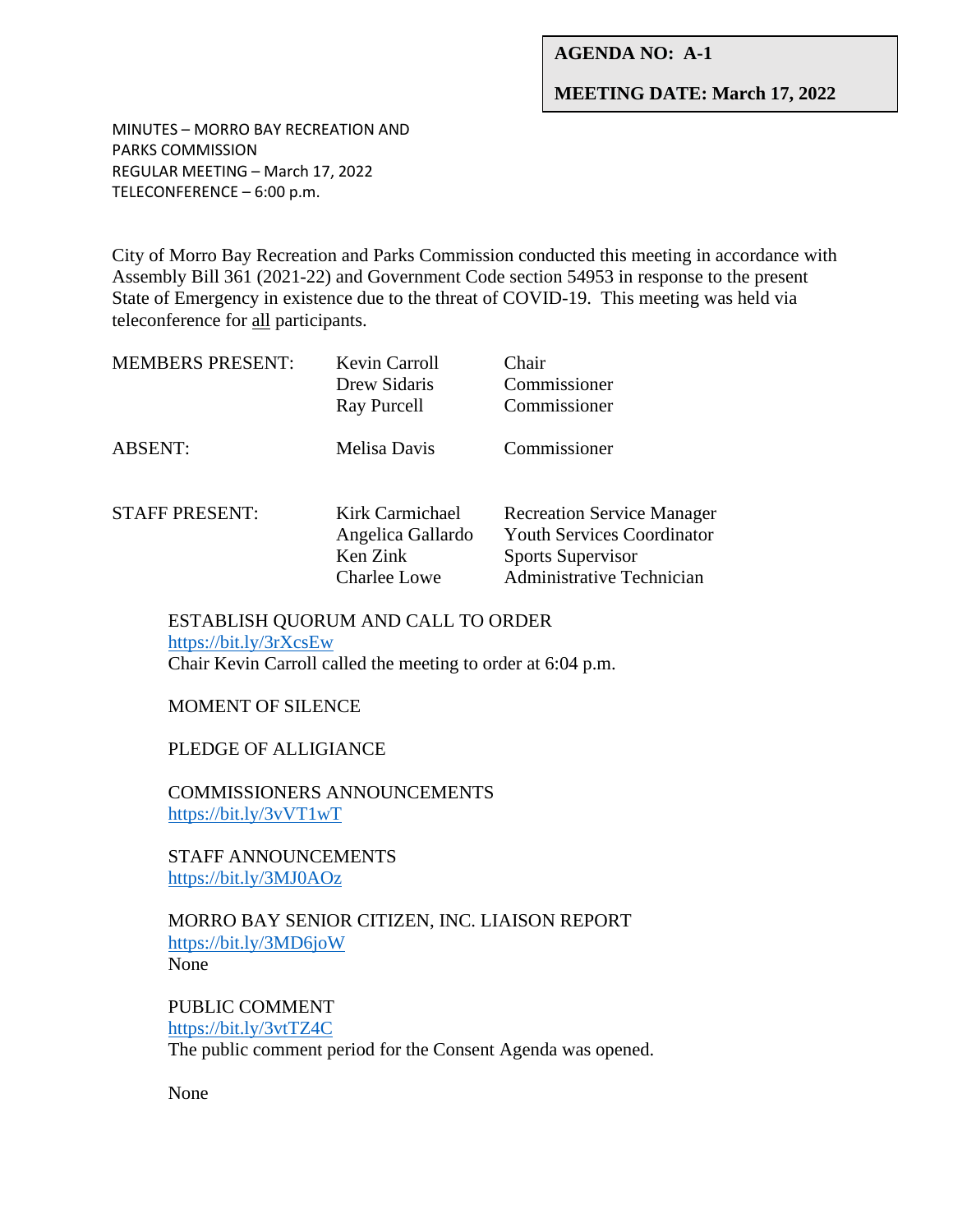**AGENDA NO: A-1**

**MEETING DATE: March 17, 2022**

MINUTES – MORRO BAY RECREATION AND PARKS COMMISSION
REGULAR MEETING – March 17, 2022
TELECONFERENCE – 6:00 p.m.

City of Morro Bay Recreation and Parks Commission conducted this meeting in accordance with Assembly Bill 361 (2021-22) and Government Code section 54953 in response to the present State of Emergency in existence due to the threat of COVID-19. This meeting was held via teleconference for all participants.

| | | |
|---|---|---|
| MEMBERS PRESENT: | Kevin Carroll | Chair |
| | Drew Sidaris | Commissioner |
| | Ray Purcell | Commissioner |
| ABSENT: | Melisa Davis | Commissioner |
| STAFF PRESENT: | Kirk Carmichael | Recreation Service Manager |
| | Angelica Gallardo | Youth Services Coordinator |
| | Ken Zink | Sports Supervisor |
| | Charlee Lowe | Administrative Technician |

ESTABLISH QUORUM AND CALL TO ORDER
https://bit.ly/3rXcsEw
Chair Kevin Carroll called the meeting to order at 6:04 p.m.

MOMENT OF SILENCE

PLEDGE OF ALLIGIANCE

COMMISSIONERS ANNOUNCEMENTS
https://bit.ly/3vVT1wT

STAFF ANNOUNCEMENTS
https://bit.ly/3MJ0AOz

MORRO BAY SENIOR CITIZEN, INC. LIAISON REPORT
https://bit.ly/3MD6joW
None

PUBLIC COMMENT
https://bit.ly/3vtTZ4C
The public comment period for the Consent Agenda was opened.

None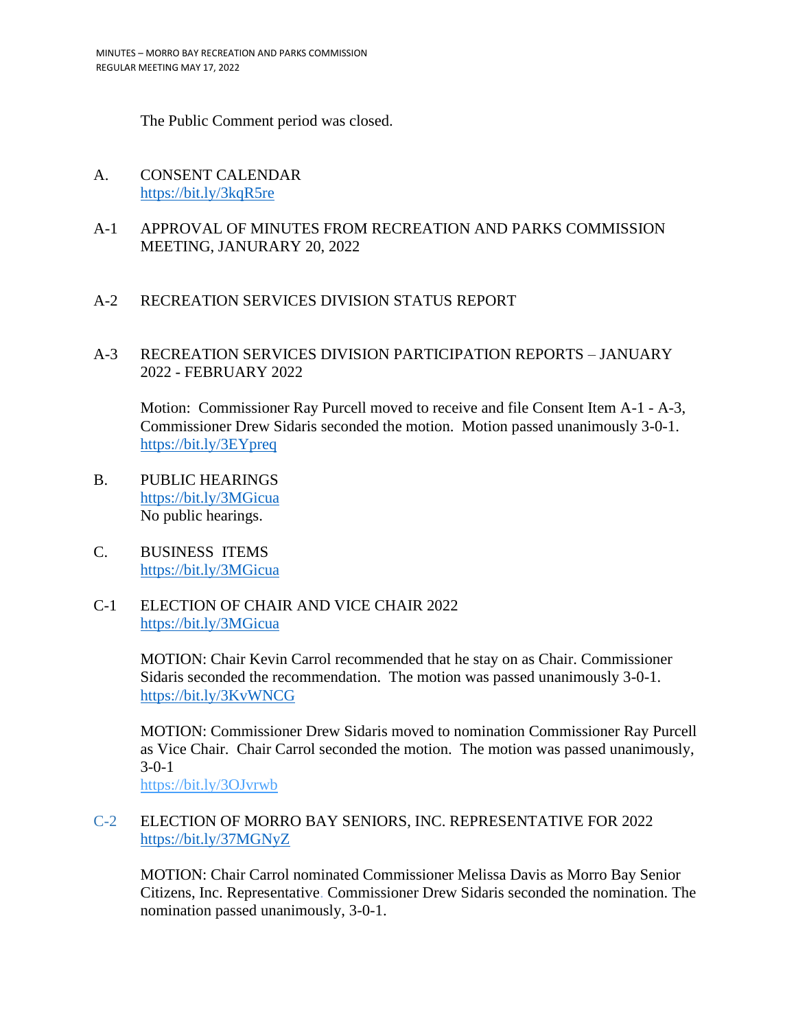The Public Comment period was closed.

## A. CONSENT CALENDAR

https://bit.ly/3kqR5re

### A-1 APPROVAL OF MINUTES FROM RECREATION AND PARKS COMMISSION MEETING, JANURARY 20, 2022

### A-2 RECREATION SERVICES DIVISION STATUS REPORT

### A-3 RECREATION SERVICES DIVISION PARTICIPATION REPORTS – JANUARY 2022 - FEBRUARY 2022

Motion: Commissioner Ray Purcell moved to receive and file Consent Item A-1 - A-3, Commissioner Drew Sidaris seconded the motion. Motion passed unanimously 3-0-1. https://bit.ly/3EYpreq

## B. PUBLIC HEARINGS

https://bit.ly/3MGicua

No public hearings.

## C. BUSINESS ITEMS

https://bit.ly/3MGicua

### C-1 ELECTION OF CHAIR AND VICE CHAIR 2022

https://bit.ly/3MGicua

MOTION: Chair Kevin Carrol recommended that he stay on as Chair. Commissioner Sidaris seconded the recommendation. The motion was passed unanimously 3-0-1. https://bit.ly/3KvWNCG

MOTION: Commissioner Drew Sidaris moved to nomination Commissioner Ray Purcell as Vice Chair. Chair Carrol seconded the motion. The motion was passed unanimously, 3-0-1

https://bit.ly/3OJvrwb

### C-2 ELECTION OF MORRO BAY SENIORS, INC. REPRESENTATIVE FOR 2022

https://bit.ly/37MGNyZ

MOTION: Chair Carrol nominated Commissioner Melissa Davis as Morro Bay Senior Citizens, Inc. Representative. Commissioner Drew Sidaris seconded the nomination. The nomination passed unanimously, 3-0-1.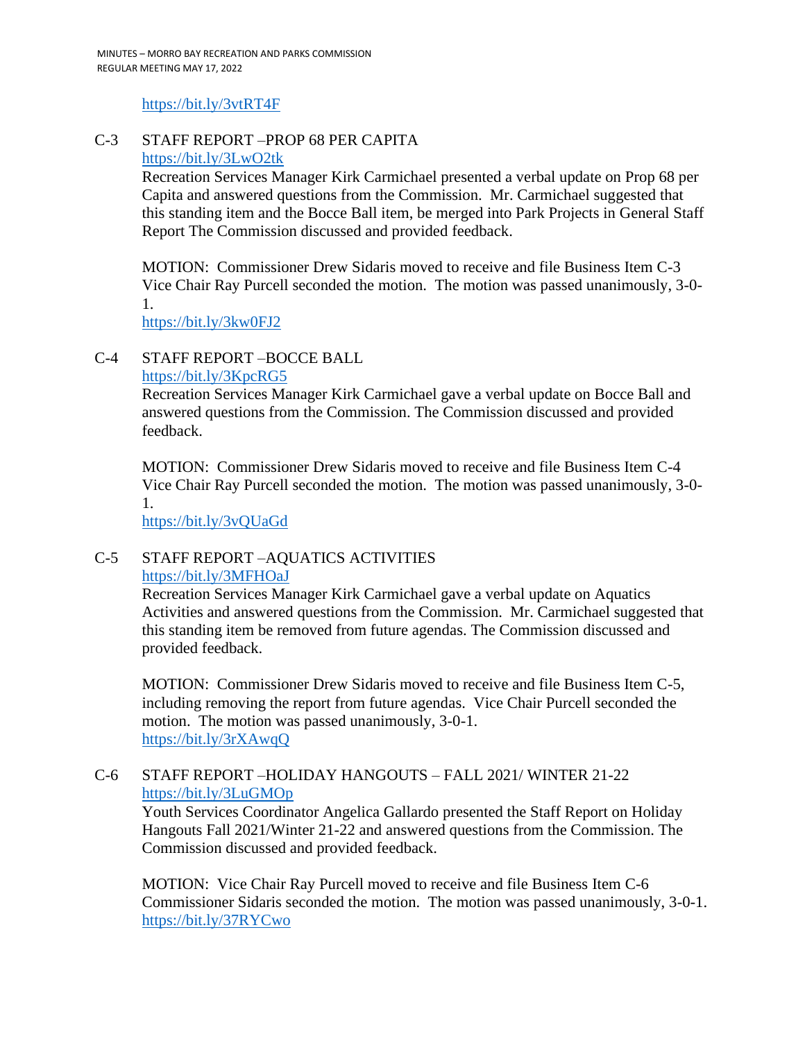https://bit.ly/3vtRT4F

C-3 STAFF REPORT –PROP 68 PER CAPITA
https://bit.ly/3LwO2tk
Recreation Services Manager Kirk Carmichael presented a verbal update on Prop 68 per Capita and answered questions from the Commission. Mr. Carmichael suggested that this standing item and the Bocce Ball item, be merged into Park Projects in General Staff Report The Commission discussed and provided feedback.

MOTION: Commissioner Drew Sidaris moved to receive and file Business Item C-3 Vice Chair Ray Purcell seconded the motion. The motion was passed unanimously, 3-0-1.
https://bit.ly/3kw0FJ2

C-4 STAFF REPORT –BOCCE BALL
https://bit.ly/3KpcRG5
Recreation Services Manager Kirk Carmichael gave a verbal update on Bocce Ball and answered questions from the Commission. The Commission discussed and provided feedback.

MOTION: Commissioner Drew Sidaris moved to receive and file Business Item C-4 Vice Chair Ray Purcell seconded the motion. The motion was passed unanimously, 3-0-1.
https://bit.ly/3vQUaGd

C-5 STAFF REPORT –AQUATICS ACTIVITIES
https://bit.ly/3MFHOaJ
Recreation Services Manager Kirk Carmichael gave a verbal update on Aquatics Activities and answered questions from the Commission. Mr. Carmichael suggested that this standing item be removed from future agendas. The Commission discussed and provided feedback.

MOTION: Commissioner Drew Sidaris moved to receive and file Business Item C-5, including removing the report from future agendas. Vice Chair Purcell seconded the motion. The motion was passed unanimously, 3-0-1.
https://bit.ly/3rXAwqQ

C-6 STAFF REPORT –HOLIDAY HANGOUTS – FALL 2021/ WINTER 21-22
https://bit.ly/3LuGMOp
Youth Services Coordinator Angelica Gallardo presented the Staff Report on Holiday Hangouts Fall 2021/Winter 21-22 and answered questions from the Commission. The Commission discussed and provided feedback.

MOTION: Vice Chair Ray Purcell moved to receive and file Business Item C-6 Commissioner Sidaris seconded the motion. The motion was passed unanimously, 3-0-1.
https://bit.ly/37RYCwo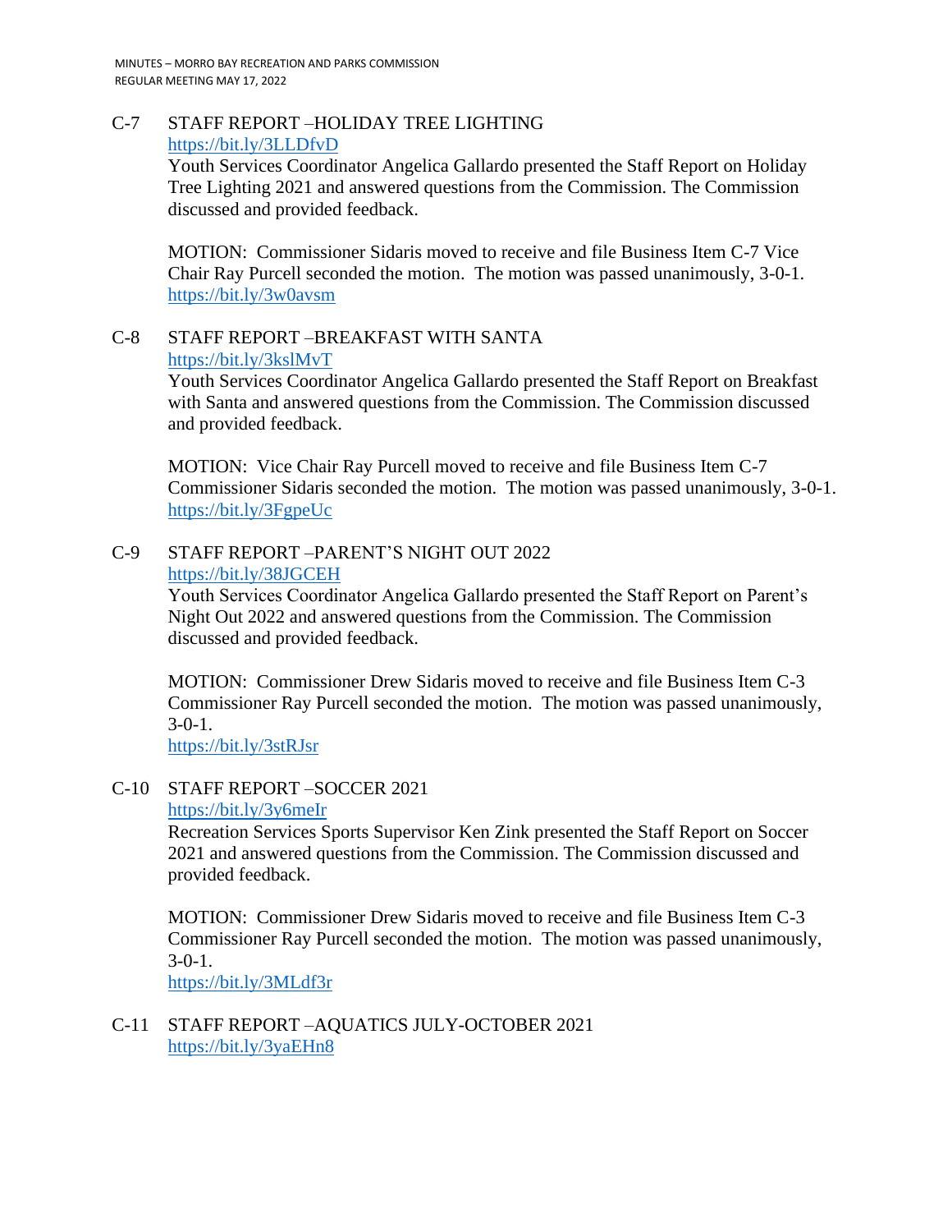C-7 STAFF REPORT –HOLIDAY TREE LIGHTING
https://bit.ly/3LLDfvD
Youth Services Coordinator Angelica Gallardo presented the Staff Report on Holiday Tree Lighting 2021 and answered questions from the Commission. The Commission discussed and provided feedback.

MOTION: Commissioner Sidaris moved to receive and file Business Item C-7 Vice Chair Ray Purcell seconded the motion. The motion was passed unanimously, 3-0-1.
https://bit.ly/3w0avsm

C-8 STAFF REPORT –BREAKFAST WITH SANTA
https://bit.ly/3kslMvT
Youth Services Coordinator Angelica Gallardo presented the Staff Report on Breakfast with Santa and answered questions from the Commission. The Commission discussed and provided feedback.

MOTION: Vice Chair Ray Purcell moved to receive and file Business Item C-7 Commissioner Sidaris seconded the motion. The motion was passed unanimously, 3-0-1.
https://bit.ly/3FgpeUc

C-9 STAFF REPORT –PARENT'S NIGHT OUT 2022
https://bit.ly/38JGCEH
Youth Services Coordinator Angelica Gallardo presented the Staff Report on Parent's Night Out 2022 and answered questions from the Commission. The Commission discussed and provided feedback.

MOTION: Commissioner Drew Sidaris moved to receive and file Business Item C-3 Commissioner Ray Purcell seconded the motion. The motion was passed unanimously, 3-0-1.
https://bit.ly/3stRJsr

C-10 STAFF REPORT –SOCCER 2021
https://bit.ly/3y6meIr
Recreation Services Sports Supervisor Ken Zink presented the Staff Report on Soccer 2021 and answered questions from the Commission. The Commission discussed and provided feedback.

MOTION: Commissioner Drew Sidaris moved to receive and file Business Item C-3 Commissioner Ray Purcell seconded the motion. The motion was passed unanimously, 3-0-1.
https://bit.ly/3MLdf3r

C-11 STAFF REPORT –AQUATICS JULY-OCTOBER 2021
https://bit.ly/3yaEHn8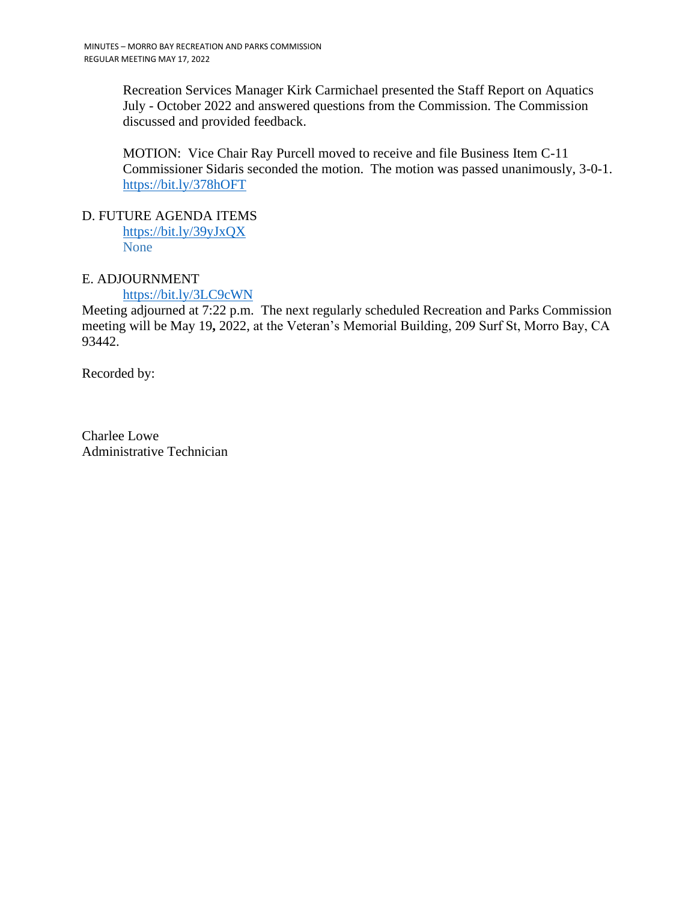Recreation Services Manager Kirk Carmichael presented the Staff Report on Aquatics July - October 2022 and answered questions from the Commission. The Commission discussed and provided feedback.

MOTION: Vice Chair Ray Purcell moved to receive and file Business Item C-11 Commissioner Sidaris seconded the motion. The motion was passed unanimously, 3-0-1. https://bit.ly/378hOFT

D. FUTURE AGENDA ITEMS

https://bit.ly/39yJxQX
None

E. ADJOURNMENT

https://bit.ly/3LC9cWN

Meeting adjourned at 7:22 p.m. The next regularly scheduled Recreation and Parks Commission meeting will be May 19**,** 2022, at the Veteran's Memorial Building, 209 Surf St, Morro Bay, CA 93442.

Recorded by:

Charlee Lowe
Administrative Technician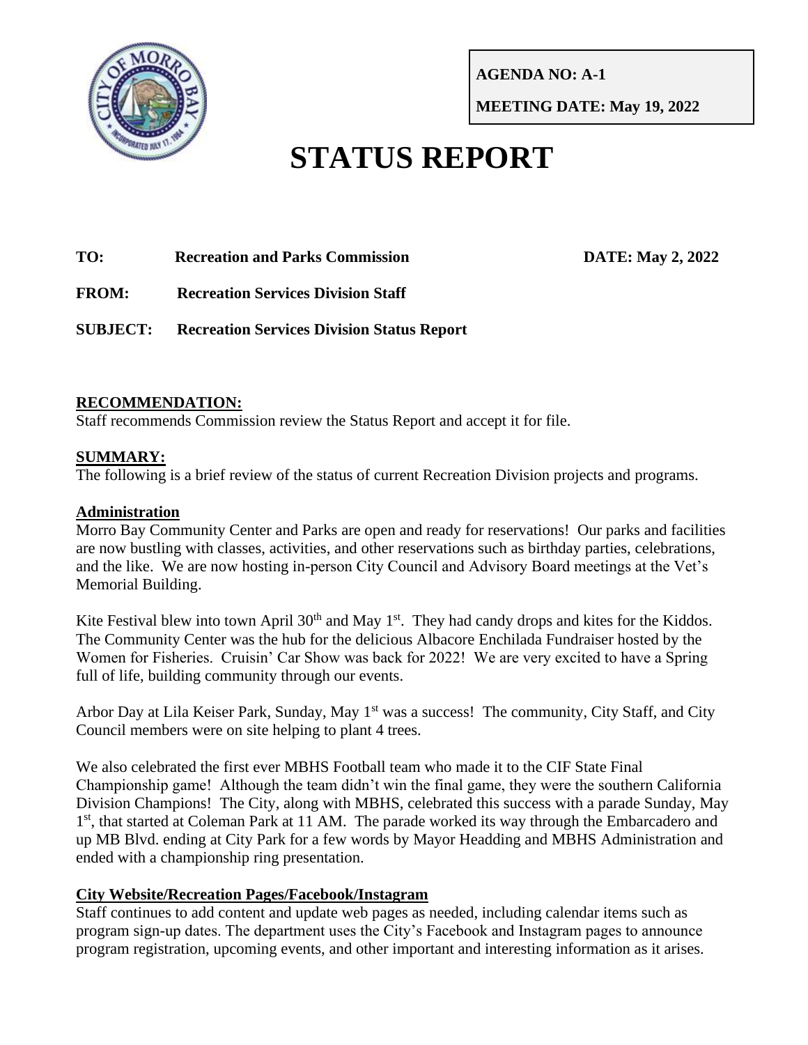**AGENDA NO: A-1**

**MEETING DATE: May 19, 2022**

# STATUS REPORT

**TO:** **Recreation and Parks Commission** **DATE: May 2, 2022**

**FROM:** **Recreation Services Division Staff**

**SUBJECT:** **Recreation Services Division Status Report**

## RECOMMENDATION:

Staff recommends Commission review the Status Report and accept it for file.

## SUMMARY:

The following is a brief review of the status of current Recreation Division projects and programs.

### Administration

Morro Bay Community Center and Parks are open and ready for reservations! Our parks and facilities are now bustling with classes, activities, and other reservations such as birthday parties, celebrations, and the like. We are now hosting in-person City Council and Advisory Board meetings at the Vet's Memorial Building.

Kite Festival blew into town April 30th and May 1st. They had candy drops and kites for the Kiddos. The Community Center was the hub for the delicious Albacore Enchilada Fundraiser hosted by the Women for Fisheries. Cruisin' Car Show was back for 2022! We are very excited to have a Spring full of life, building community through our events.

Arbor Day at Lila Keiser Park, Sunday, May 1st was a success! The community, City Staff, and City Council members were on site helping to plant 4 trees.

We also celebrated the first ever MBHS Football team who made it to the CIF State Final Championship game! Although the team didn't win the final game, they were the southern California Division Champions! The City, along with MBHS, celebrated this success with a parade Sunday, May 1st, that started at Coleman Park at 11 AM. The parade worked its way through the Embarcadero and up MB Blvd. ending at City Park for a few words by Mayor Headding and MBHS Administration and ended with a championship ring presentation.

### City Website/Recreation Pages/Facebook/Instagram

Staff continues to add content and update web pages as needed, including calendar items such as program sign-up dates. The department uses the City's Facebook and Instagram pages to announce program registration, upcoming events, and other important and interesting information as it arises.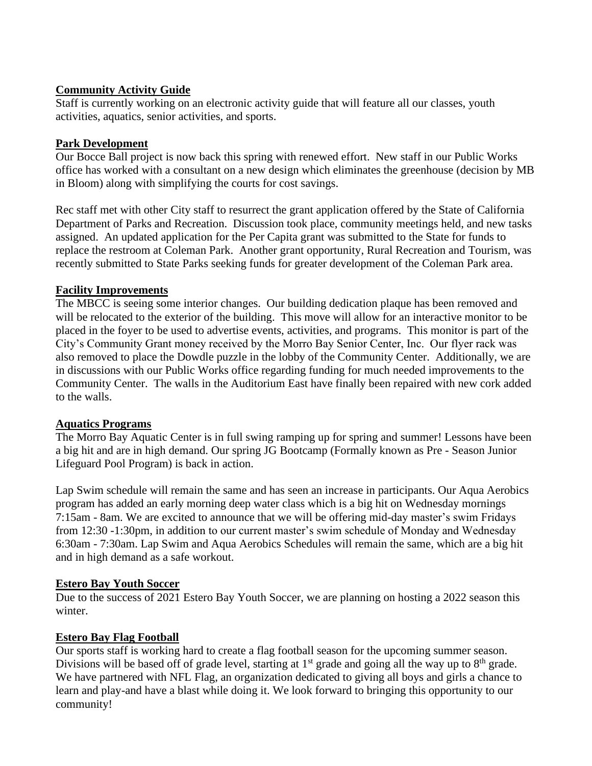**Community Activity Guide**

Staff is currently working on an electronic activity guide that will feature all our classes, youth activities, aquatics, senior activities, and sports.

**Park Development**

Our Bocce Ball project is now back this spring with renewed effort. New staff in our Public Works office has worked with a consultant on a new design which eliminates the greenhouse (decision by MB in Bloom) along with simplifying the courts for cost savings.

Rec staff met with other City staff to resurrect the grant application offered by the State of California Department of Parks and Recreation. Discussion took place, community meetings held, and new tasks assigned. An updated application for the Per Capita grant was submitted to the State for funds to replace the restroom at Coleman Park. Another grant opportunity, Rural Recreation and Tourism, was recently submitted to State Parks seeking funds for greater development of the Coleman Park area.

**Facility Improvements**

The MBCC is seeing some interior changes. Our building dedication plaque has been removed and will be relocated to the exterior of the building. This move will allow for an interactive monitor to be placed in the foyer to be used to advertise events, activities, and programs. This monitor is part of the City's Community Grant money received by the Morro Bay Senior Center, Inc. Our flyer rack was also removed to place the Dowdle puzzle in the lobby of the Community Center. Additionally, we are in discussions with our Public Works office regarding funding for much needed improvements to the Community Center. The walls in the Auditorium East have finally been repaired with new cork added to the walls.

**Aquatics Programs**

The Morro Bay Aquatic Center is in full swing ramping up for spring and summer! Lessons have been a big hit and are in high demand. Our spring JG Bootcamp (Formally known as Pre - Season Junior Lifeguard Pool Program) is back in action.

Lap Swim schedule will remain the same and has seen an increase in participants. Our Aqua Aerobics program has added an early morning deep water class which is a big hit on Wednesday mornings 7:15am - 8am. We are excited to announce that we will be offering mid-day master's swim Fridays from 12:30 -1:30pm, in addition to our current master's swim schedule of Monday and Wednesday 6:30am - 7:30am. Lap Swim and Aqua Aerobics Schedules will remain the same, which are a big hit and in high demand as a safe workout.

**Estero Bay Youth Soccer**

Due to the success of 2021 Estero Bay Youth Soccer, we are planning on hosting a 2022 season this winter.

**Estero Bay Flag Football**

Our sports staff is working hard to create a flag football season for the upcoming summer season. Divisions will be based off of grade level, starting at 1st grade and going all the way up to 8th grade. We have partnered with NFL Flag, an organization dedicated to giving all boys and girls a chance to learn and play-and have a blast while doing it. We look forward to bringing this opportunity to our community!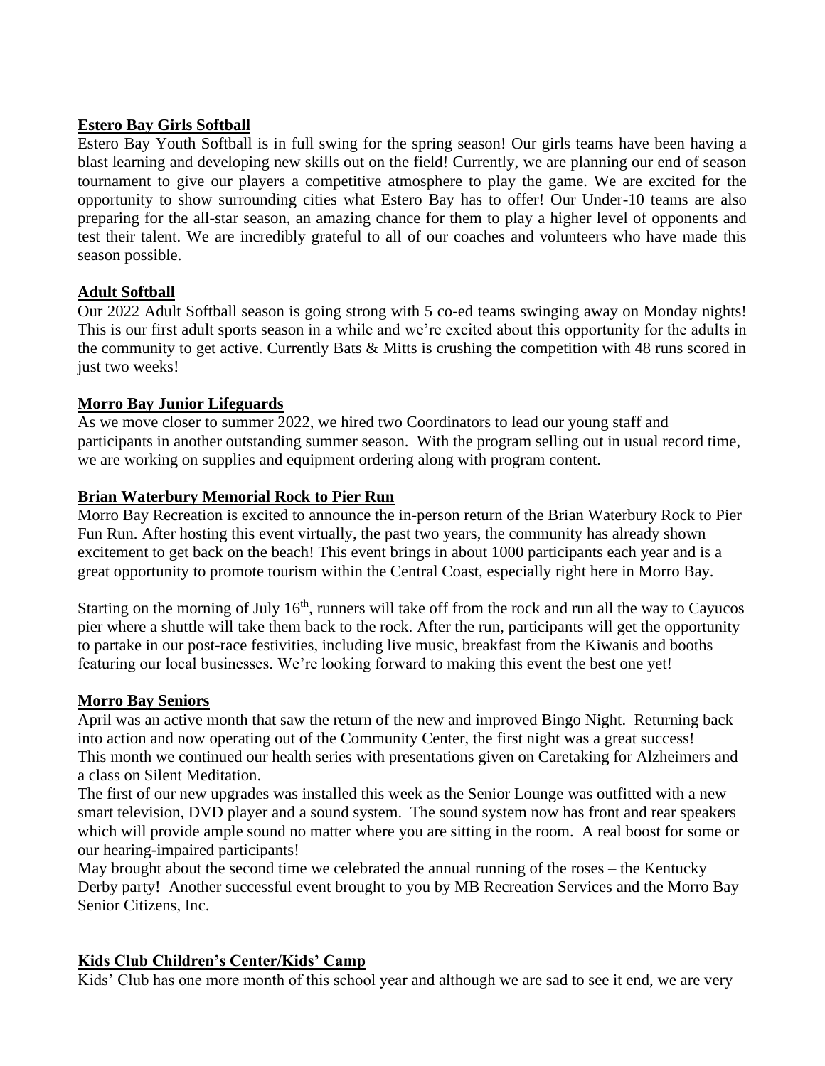**Estero Bay Girls Softball**

Estero Bay Youth Softball is in full swing for the spring season! Our girls teams have been having a blast learning and developing new skills out on the field! Currently, we are planning our end of season tournament to give our players a competitive atmosphere to play the game. We are excited for the opportunity to show surrounding cities what Estero Bay has to offer! Our Under-10 teams are also preparing for the all-star season, an amazing chance for them to play a higher level of opponents and test their talent. We are incredibly grateful to all of our coaches and volunteers who have made this season possible.

**Adult Softball**

Our 2022 Adult Softball season is going strong with 5 co-ed teams swinging away on Monday nights! This is our first adult sports season in a while and we're excited about this opportunity for the adults in the community to get active. Currently Bats & Mitts is crushing the competition with 48 runs scored in just two weeks!

**Morro Bay Junior Lifeguards**

As we move closer to summer 2022, we hired two Coordinators to lead our young staff and participants in another outstanding summer season. With the program selling out in usual record time, we are working on supplies and equipment ordering along with program content.

**Brian Waterbury Memorial Rock to Pier Run**

Morro Bay Recreation is excited to announce the in-person return of the Brian Waterbury Rock to Pier Fun Run. After hosting this event virtually, the past two years, the community has already shown excitement to get back on the beach! This event brings in about 1000 participants each year and is a great opportunity to promote tourism within the Central Coast, especially right here in Morro Bay.

Starting on the morning of July 16th, runners will take off from the rock and run all the way to Cayucos pier where a shuttle will take them back to the rock. After the run, participants will get the opportunity to partake in our post-race festivities, including live music, breakfast from the Kiwanis and booths featuring our local businesses. We're looking forward to making this event the best one yet!

**Morro Bay Seniors**

April was an active month that saw the return of the new and improved Bingo Night. Returning back into action and now operating out of the Community Center, the first night was a great success! This month we continued our health series with presentations given on Caretaking for Alzheimers and a class on Silent Meditation.

The first of our new upgrades was installed this week as the Senior Lounge was outfitted with a new smart television, DVD player and a sound system. The sound system now has front and rear speakers which will provide ample sound no matter where you are sitting in the room. A real boost for some or our hearing-impaired participants!

May brought about the second time we celebrated the annual running of the roses – the Kentucky Derby party! Another successful event brought to you by MB Recreation Services and the Morro Bay Senior Citizens, Inc.

**Kids Club Children's Center/Kids' Camp**

Kids' Club has one more month of this school year and although we are sad to see it end, we are very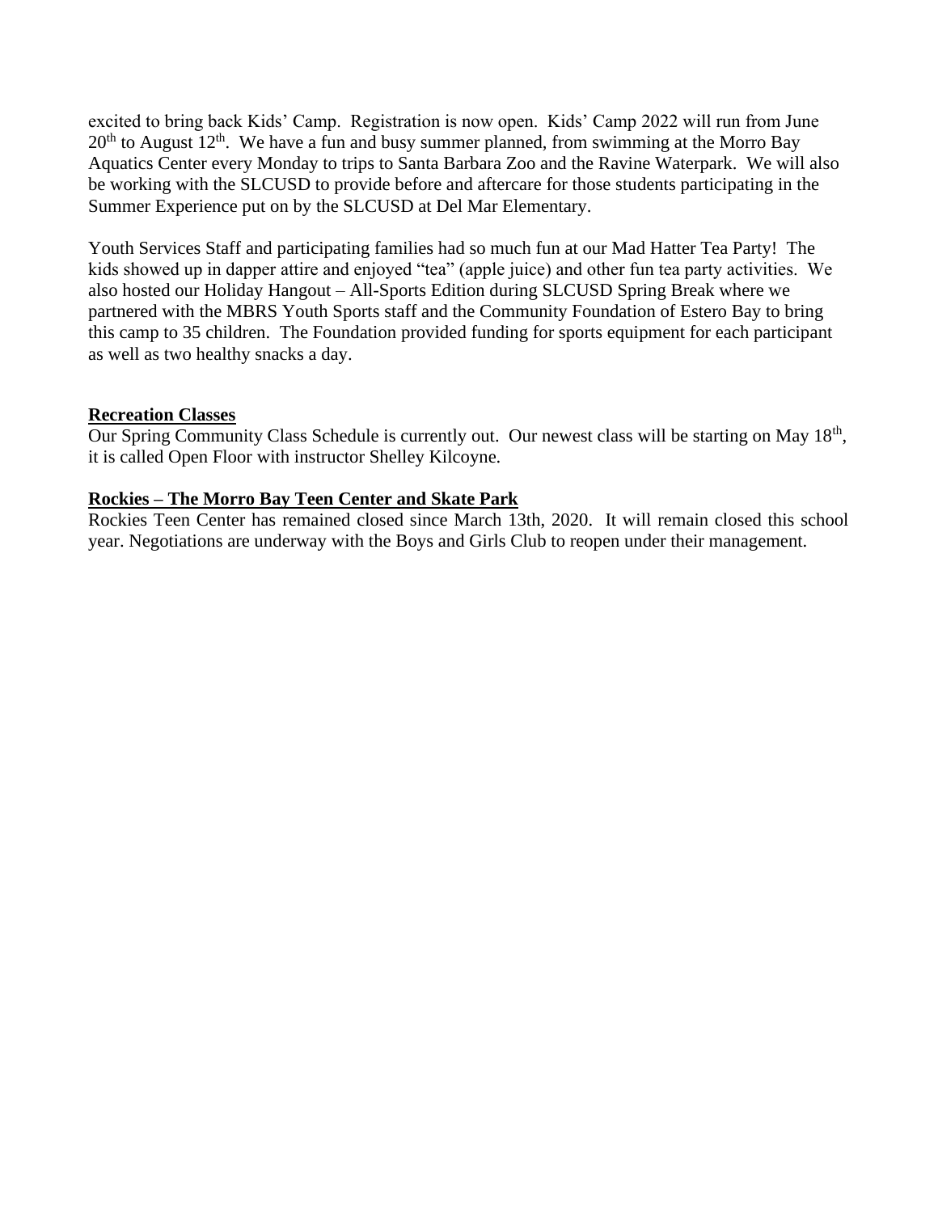excited to bring back Kids' Camp. Registration is now open. Kids' Camp 2022 will run from June 20th to August 12th. We have a fun and busy summer planned, from swimming at the Morro Bay Aquatics Center every Monday to trips to Santa Barbara Zoo and the Ravine Waterpark. We will also be working with the SLCUSD to provide before and aftercare for those students participating in the Summer Experience put on by the SLCUSD at Del Mar Elementary.

Youth Services Staff and participating families had so much fun at our Mad Hatter Tea Party! The kids showed up in dapper attire and enjoyed "tea" (apple juice) and other fun tea party activities. We also hosted our Holiday Hangout – All-Sports Edition during SLCUSD Spring Break where we partnered with the MBRS Youth Sports staff and the Community Foundation of Estero Bay to bring this camp to 35 children. The Foundation provided funding for sports equipment for each participant as well as two healthy snacks a day.

**Recreation Classes**

Our Spring Community Class Schedule is currently out. Our newest class will be starting on May 18th, it is called Open Floor with instructor Shelley Kilcoyne.

**Rockies – The Morro Bay Teen Center and Skate Park**

Rockies Teen Center has remained closed since March 13th, 2020. It will remain closed this school year. Negotiations are underway with the Boys and Girls Club to reopen under their management.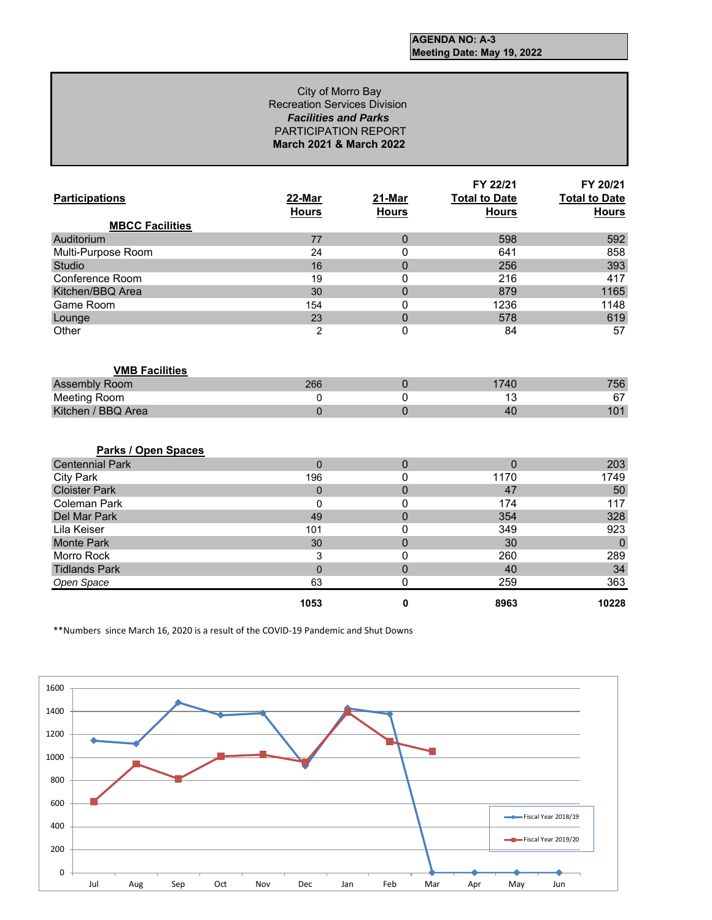**AGENDA NO: A-3**
**Meeting Date: May 19, 2022**

City of Morro Bay
Recreation Services Division
***Facilities and Parks***
PARTICIPATION REPORT
**March 2021 & March 2022**

| **Participations** | **22-Mar Hours** | **21-Mar Hours** | **FY 22/21 Total to Date Hours** | **FY 20/21 Total to Date Hours** |
|---|---|---|---|---|
| **MBCC Facilities** | | | | |
| Auditorium | 77 | 0 | 598 | 592 |
| Multi-Purpose Room | 24 | 0 | 641 | 858 |
| Studio | 16 | 0 | 256 | 393 |
| Conference Room | 19 | 0 | 216 | 417 |
| Kitchen/BBQ Area | 30 | 0 | 879 | 1165 |
| Game Room | 154 | 0 | 1236 | 1148 |
| Lounge | 23 | 0 | 578 | 619 |
| Other | 2 | 0 | 84 | 57 |
| **VMB Facilities** | | | | |
| Assembly Room | 266 | 0 | 1740 | 756 |
| Meeting Room | 0 | 0 | 13 | 67 |
| Kitchen / BBQ Area | 0 | 0 | 40 | 101 |
| **Parks / Open Spaces** | | | | |
| Centennial Park | 0 | 0 | 0 | 203 |
| City Park | 196 | 0 | 1170 | 1749 |
| Cloister Park | 0 | 0 | 47 | 50 |
| Coleman Park | 0 | 0 | 174 | 117 |
| Del Mar Park | 49 | 0 | 354 | 328 |
| Lila Keiser | 101 | 0 | 349 | 923 |
| Monte Park | 30 | 0 | 30 | 0 |
| Morro Rock | 3 | 0 | 260 | 289 |
| Tidlands Park | 0 | 0 | 40 | 34 |
| *Open Space* | 63 | 0 | 259 | 363 |
| | **1053** | **0** | **8963** | **10228** |

**Numbers since March 16, 2020 is a result of the COVID-19 Pandemic and Shut Downs

| Month | Fiscal Year 2018/19 | Fiscal Year 2019/20 |
|---|---|---|
| Jul | ~1145 | ~615 |
| Aug | ~1115 | ~940 |
| Sep | ~1475 | ~810 |
| Oct | ~1365 | ~1005 |
| Nov | ~1385 | ~1020 |
| Dec | ~925 | ~955 |
| Jan | ~1430 | ~1390 |
| Feb | ~1370 | ~1135 |
| Mar | 0 | ~1050 |
| Apr | 0 | |
| May | 0 | |
| Jun | 0 | |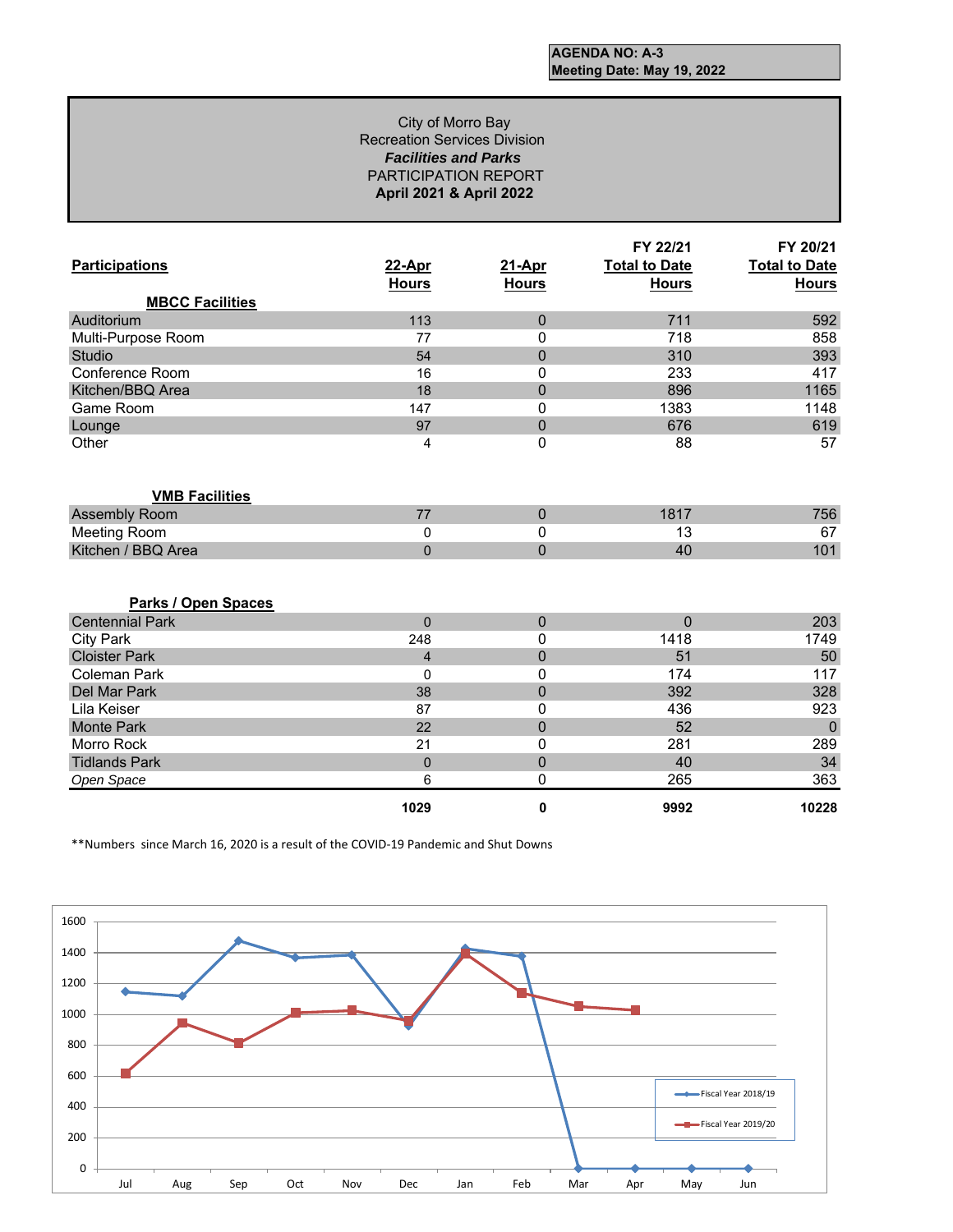**AGENDA NO: A-3**
**Meeting Date: May 19, 2022**

City of Morro Bay
Recreation Services Division
***Facilities and Parks***
PARTICIPATION REPORT
**April 2021 & April 2022**

| **Participations** | **22-Apr Hours** | **21-Apr Hours** | **FY 22/21 Total to Date Hours** | **FY 20/21 Total to Date Hours** |
|---|---|---|---|---|
| **MBCC Facilities** | | | | |
| Auditorium | 113 | 0 | 711 | 592 |
| Multi-Purpose Room | 77 | 0 | 718 | 858 |
| Studio | 54 | 0 | 310 | 393 |
| Conference Room | 16 | 0 | 233 | 417 |
| Kitchen/BBQ Area | 18 | 0 | 896 | 1165 |
| Game Room | 147 | 0 | 1383 | 1148 |
| Lounge | 97 | 0 | 676 | 619 |
| Other | 4 | 0 | 88 | 57 |
| **VMB Facilities** | | | | |
| Assembly Room | 77 | 0 | 1817 | 756 |
| Meeting Room | 0 | 0 | 13 | 67 |
| Kitchen / BBQ Area | 0 | 0 | 40 | 101 |
| **Parks / Open Spaces** | | | | |
| Centennial Park | 0 | 0 | 0 | 203 |
| City Park | 248 | 0 | 1418 | 1749 |
| Cloister Park | 4 | 0 | 51 | 50 |
| Coleman Park | 0 | 0 | 174 | 117 |
| Del Mar Park | 38 | 0 | 392 | 328 |
| Lila Keiser | 87 | 0 | 436 | 923 |
| Monte Park | 22 | 0 | 52 | 0 |
| Morro Rock | 21 | 0 | 281 | 289 |
| Tidlands Park | 0 | 0 | 40 | 34 |
| *Open Space* | 6 | 0 | 265 | 363 |
| | **1029** | **0** | **9992** | **10228** |

**Numbers since March 16, 2020 is a result of the COVID-19 Pandemic and Shut Downs

| Month | Fiscal Year 2018/19 | Fiscal Year 2019/20 |
|---|---|---|
| Jul | 1145 | 615 |
| Aug | 1115 | 940 |
| Sep | 1475 | 810 |
| Oct | 1365 | 1005 |
| Nov | 1380 | 1020 |
| Dec | 925 | 955 |
| Jan | 1425 | 1390 |
| Feb | 1370 | 1135 |
| Mar | 0 | 1050 |
| Apr | 0 | 1025 |
| May | 0 | |
| Jun | 0 | |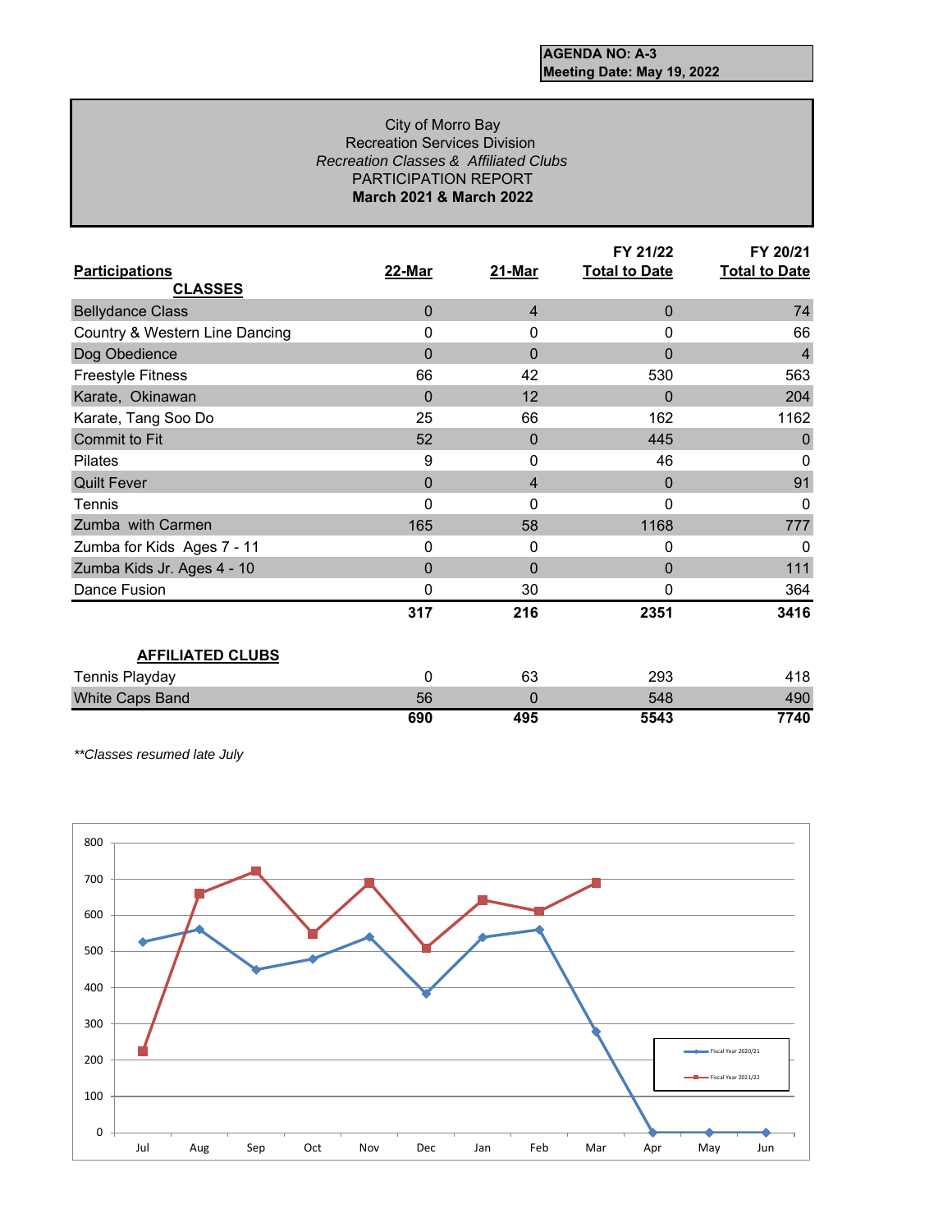**AGENDA NO: A-3**
**Meeting Date: May 19, 2022**

City of Morro Bay
Recreation Services Division
*Recreation Classes & Affiliated Clubs*
PARTICIPATION REPORT
**March 2021 & March 2022**

| Participations | 22-Mar | 21-Mar | FY 21/22 Total to Date | FY 20/21 Total to Date |
|---|---|---|---|---|
| **CLASSES** | | | | |
| Bellydance Class | 0 | 4 | 0 | 74 |
| Country & Western Line Dancing | 0 | 0 | 0 | 66 |
| Dog Obedience | 0 | 0 | 0 | 4 |
| Freestyle Fitness | 66 | 42 | 530 | 563 |
| Karate, Okinawan | 0 | 12 | 0 | 204 |
| Karate, Tang Soo Do | 25 | 66 | 162 | 1162 |
| Commit to Fit | 52 | 0 | 445 | 0 |
| Pilates | 9 | 0 | 46 | 0 |
| Quilt Fever | 0 | 4 | 0 | 91 |
| Tennis | 0 | 0 | 0 | 0 |
| Zumba with Carmen | 165 | 58 | 1168 | 777 |
| Zumba for Kids Ages 7 - 11 | 0 | 0 | 0 | 0 |
| Zumba Kids Jr. Ages 4 - 10 | 0 | 0 | 0 | 111 |
| Dance Fusion | 0 | 30 | 0 | 364 |
| | **317** | **216** | **2351** | **3416** |
| **AFFILIATED CLUBS** | | | | |
| Tennis Playday | 0 | 63 | 293 | 418 |
| White Caps Band | 56 | 0 | 548 | 490 |
| | **690** | **495** | **5543** | **7740** |

*\*\*Classes resumed late July*

| Month | Fiscal Year 2020/21 | Fiscal Year 2021/22 |
|---|---|---|
| Jul | 525 | 225 |
| Aug | 560 | 660 |
| Sep | 450 | 720 |
| Oct | 480 | 550 |
| Nov | 540 | 690 |
| Dec | 385 | 510 |
| Jan | 540 | 640 |
| Feb | 560 | 610 |
| Mar | 280 | 690 |
| Apr | 0 | |
| May | 0 | |
| Jun | 0 | |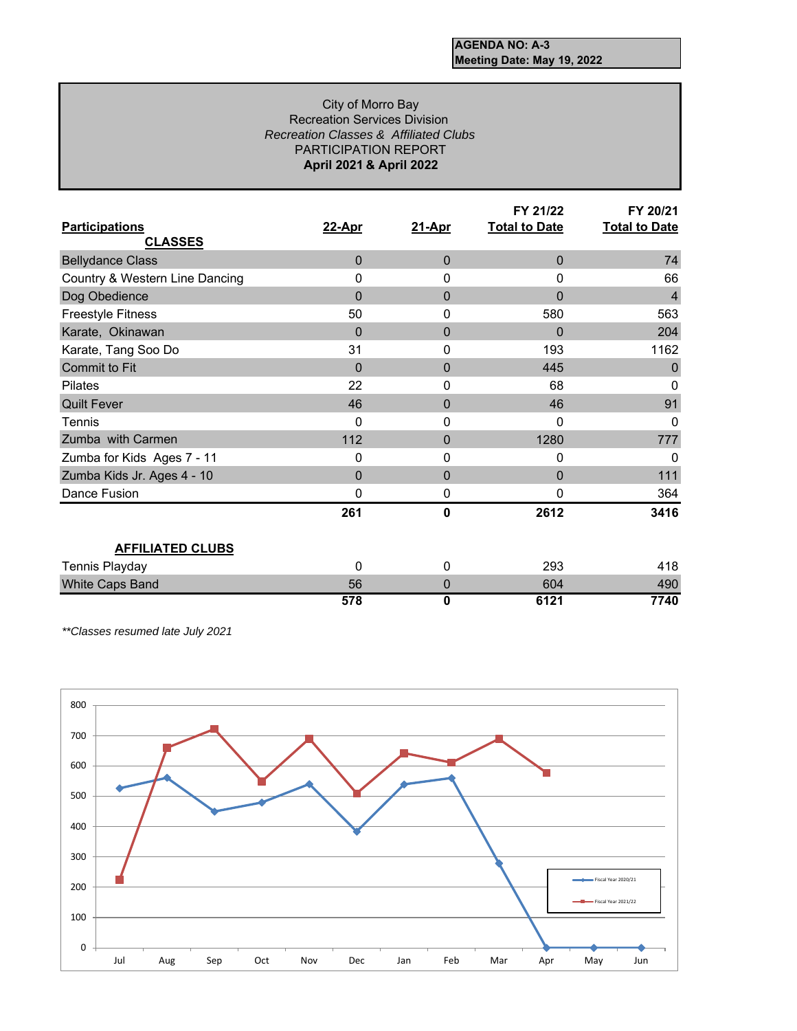**AGENDA NO: A-3**
**Meeting Date: May 19, 2022**

City of Morro Bay
Recreation Services Division
*Recreation Classes & Affiliated Clubs*
PARTICIPATION REPORT
**April 2021 & April 2022**

| **Participations** | **22-Apr** | **21-Apr** | **FY 21/22 Total to Date** | **FY 20/21 Total to Date** |
|---|---|---|---|---|
| **CLASSES** | | | | |
| Bellydance Class | 0 | 0 | 0 | 74 |
| Country & Western Line Dancing | 0 | 0 | 0 | 66 |
| Dog Obedience | 0 | 0 | 0 | 4 |
| Freestyle Fitness | 50 | 0 | 580 | 563 |
| Karate, Okinawan | 0 | 0 | 0 | 204 |
| Karate, Tang Soo Do | 31 | 0 | 193 | 1162 |
| Commit to Fit | 0 | 0 | 445 | 0 |
| Pilates | 22 | 0 | 68 | 0 |
| Quilt Fever | 46 | 0 | 46 | 91 |
| Tennis | 0 | 0 | 0 | 0 |
| Zumba with Carmen | 112 | 0 | 1280 | 777 |
| Zumba for Kids Ages 7 - 11 | 0 | 0 | 0 | 0 |
| Zumba Kids Jr. Ages 4 - 10 | 0 | 0 | 0 | 111 |
| Dance Fusion | 0 | 0 | 0 | 364 |
| | **261** | **0** | **2612** | **3416** |
| **AFFILIATED CLUBS** | | | | |
| Tennis Playday | 0 | 0 | 293 | 418 |
| White Caps Band | 56 | 0 | 604 | 490 |
| | **578** | **0** | **6121** | **7740** |

*\*\*Classes resumed late July 2021*

| Month | Fiscal Year 2020/21 | Fiscal Year 2021/22 |
|---|---|---|
| Jul | 525 | 222 |
| Aug | 560 | 658 |
| Sep | 448 | 720 |
| Oct | 478 | 548 |
| Nov | 540 | 688 |
| Dec | 382 | 508 |
| Jan | 538 | 640 |
| Feb | 558 | 610 |
| Mar | 278 | 688 |
| Apr | 0 | 575 |
| May | 0 | |
| Jun | 0 | |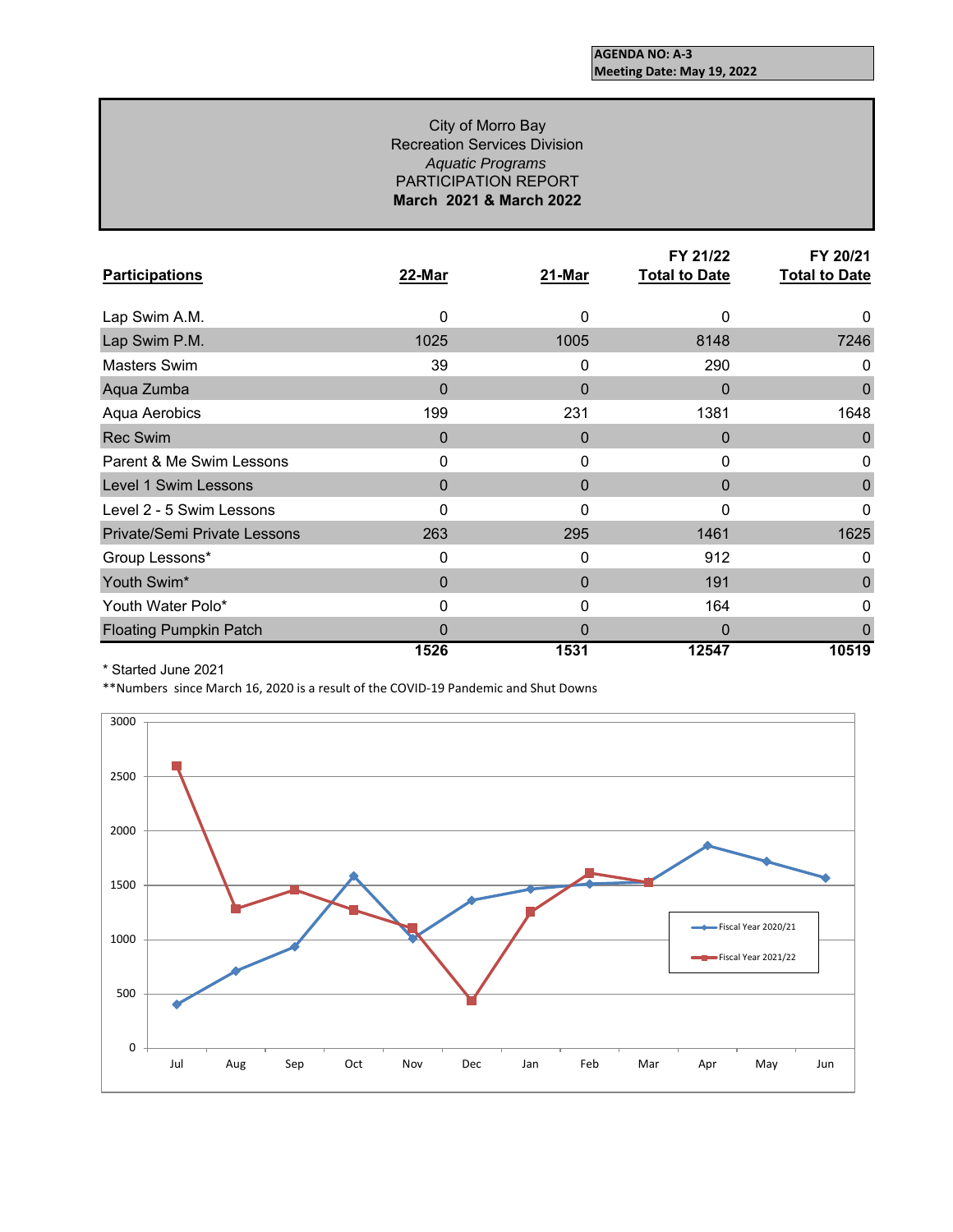**AGENDA NO: A-3**
**Meeting Date: May 19, 2022**

City of Morro Bay
Recreation Services Division
*Aquatic Programs*
PARTICIPATION REPORT
**March 2021 & March 2022**

| Participations | 22-Mar | 21-Mar | FY 21/22 Total to Date | FY 20/21 Total to Date |
|---|---|---|---|---|
| Lap Swim A.M. | 0 | 0 | 0 | 0 |
| Lap Swim P.M. | 1025 | 1005 | 8148 | 7246 |
| Masters Swim | 39 | 0 | 290 | 0 |
| Aqua Zumba | 0 | 0 | 0 | 0 |
| Aqua Aerobics | 199 | 231 | 1381 | 1648 |
| Rec Swim | 0 | 0 | 0 | 0 |
| Parent & Me Swim Lessons | 0 | 0 | 0 | 0 |
| Level 1 Swim Lessons | 0 | 0 | 0 | 0 |
| Level 2 - 5 Swim Lessons | 0 | 0 | 0 | 0 |
| Private/Semi Private Lessons | 263 | 295 | 1461 | 1625 |
| Group Lessons* | 0 | 0 | 912 | 0 |
| Youth Swim* | 0 | 0 | 191 | 0 |
| Youth Water Polo* | 0 | 0 | 164 | 0 |
| Floating Pumpkin Patch | 0 | 0 | 0 | 0 |
| | **1526** | **1531** | **12547** | **10519** |

\* Started June 2021

**Numbers since March 16, 2020 is a result of the COVID-19 Pandemic and Shut Downs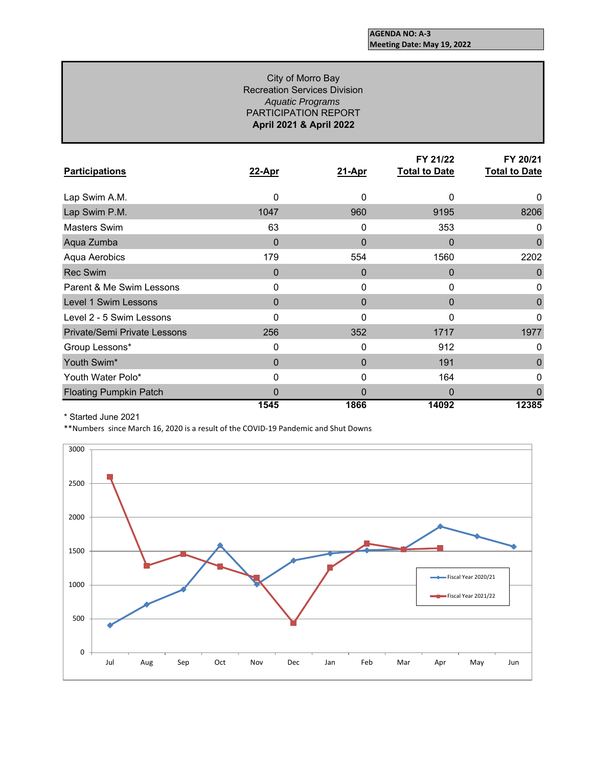**AGENDA NO: A-3**
**Meeting Date: May 19, 2022**

City of Morro Bay
Recreation Services Division
*Aquatic Programs*
PARTICIPATION REPORT
**April 2021 & April 2022**

| Participations | 22-Apr | 21-Apr | FY 21/22 Total to Date | FY 20/21 Total to Date |
|---|---|---|---|---|
| Lap Swim A.M. | 0 | 0 | 0 | 0 |
| Lap Swim P.M. | 1047 | 960 | 9195 | 8206 |
| Masters Swim | 63 | 0 | 353 | 0 |
| Aqua Zumba | 0 | 0 | 0 | 0 |
| Aqua Aerobics | 179 | 554 | 1560 | 2202 |
| Rec Swim | 0 | 0 | 0 | 0 |
| Parent & Me Swim Lessons | 0 | 0 | 0 | 0 |
| Level 1 Swim Lessons | 0 | 0 | 0 | 0 |
| Level 2 - 5 Swim Lessons | 0 | 0 | 0 | 0 |
| Private/Semi Private Lessons | 256 | 352 | 1717 | 1977 |
| Group Lessons* | 0 | 0 | 912 | 0 |
| Youth Swim* | 0 | 0 | 191 | 0 |
| Youth Water Polo* | 0 | 0 | 164 | 0 |
| Floating Pumpkin Patch | 0 | 0 | 0 | 0 |
| | **1545** | **1866** | **14092** | **12385** |

\* Started June 2021

**Numbers since March 16, 2020 is a result of the COVID-19 Pandemic and Shut Downs

| Month | Fiscal Year 2020/21 | Fiscal Year 2021/22 |
|---|---|---|
| Jul | ~400 | ~2590 |
| Aug | ~710 | ~1280 |
| Sep | ~930 | ~1450 |
| Oct | ~1580 | ~1270 |
| Nov | ~1010 | ~1100 |
| Dec | ~1360 | ~440 |
| Jan | ~1460 | ~1260 |
| Feb | ~1510 | ~1610 |
| Mar | ~1530 | ~1520 |
| Apr | 1866 | 1545 |
| May | ~1720 | |
| Jun | ~1560 | |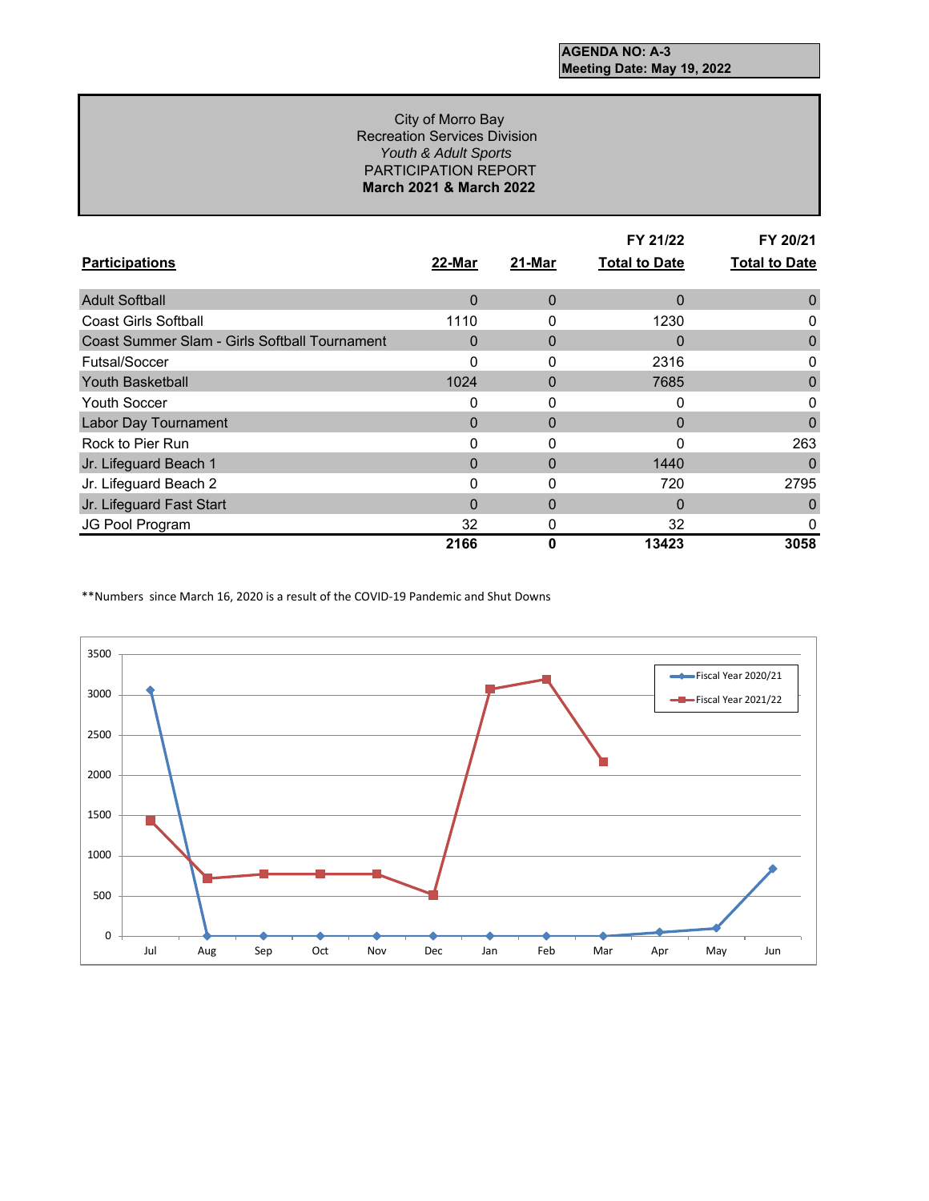**AGENDA NO: A-3**
**Meeting Date: May 19, 2022**

City of Morro Bay
Recreation Services Division
*Youth & Adult Sports*
PARTICIPATION REPORT
**March 2021 & March 2022**

| **Participations** | **22-Mar** | **21-Mar** | **FY 21/22 Total to Date** | **FY 20/21 Total to Date** |
|---|---|---|---|---|
| Adult Softball | 0 | 0 | 0 | 0 |
| Coast Girls Softball | 1110 | 0 | 1230 | 0 |
| Coast Summer Slam - Girls Softball Tournament | 0 | 0 | 0 | 0 |
| Futsal/Soccer | 0 | 0 | 2316 | 0 |
| Youth Basketball | 1024 | 0 | 7685 | 0 |
| Youth Soccer | 0 | 0 | 0 | 0 |
| Labor Day Tournament | 0 | 0 | 0 | 0 |
| Rock to Pier Run | 0 | 0 | 0 | 263 |
| Jr. Lifeguard Beach 1 | 0 | 0 | 1440 | 0 |
| Jr. Lifeguard Beach 2 | 0 | 0 | 720 | 2795 |
| Jr. Lifeguard Fast Start | 0 | 0 | 0 | 0 |
| JG Pool Program | 32 | 0 | 32 | 0 |
| | **2166** | **0** | **13423** | **3058** |

**Numbers since March 16, 2020 is a result of the COVID-19 Pandemic and Shut Downs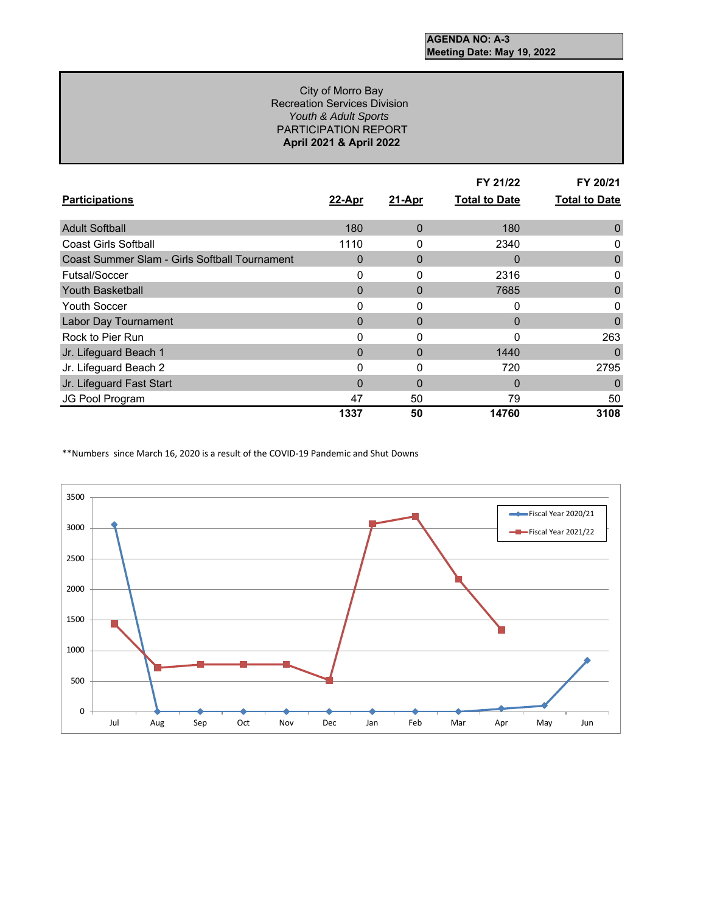**AGENDA NO: A-3**
**Meeting Date: May 19, 2022**

City of Morro Bay
Recreation Services Division
*Youth & Adult Sports*
PARTICIPATION REPORT
**April 2021 & April 2022**

| **Participations** | **22-Apr** | **21-Apr** | **FY 21/22 Total to Date** | **FY 20/21 Total to Date** |
|---|---|---|---|---|
| Adult Softball | 180 | 0 | 180 | 0 |
| Coast Girls Softball | 1110 | 0 | 2340 | 0 |
| Coast Summer Slam - Girls Softball Tournament | 0 | 0 | 0 | 0 |
| Futsal/Soccer | 0 | 0 | 2316 | 0 |
| Youth Basketball | 0 | 0 | 7685 | 0 |
| Youth Soccer | 0 | 0 | 0 | 0 |
| Labor Day Tournament | 0 | 0 | 0 | 0 |
| Rock to Pier Run | 0 | 0 | 0 | 263 |
| Jr. Lifeguard Beach 1 | 0 | 0 | 1440 | 0 |
| Jr. Lifeguard Beach 2 | 0 | 0 | 720 | 2795 |
| Jr. Lifeguard Fast Start | 0 | 0 | 0 | 0 |
| JG Pool Program | 47 | 50 | 79 | 50 |
| | **1337** | **50** | **14760** | **3108** |

**Numbers since March 16, 2020 is a result of the COVID-19 Pandemic and Shut Downs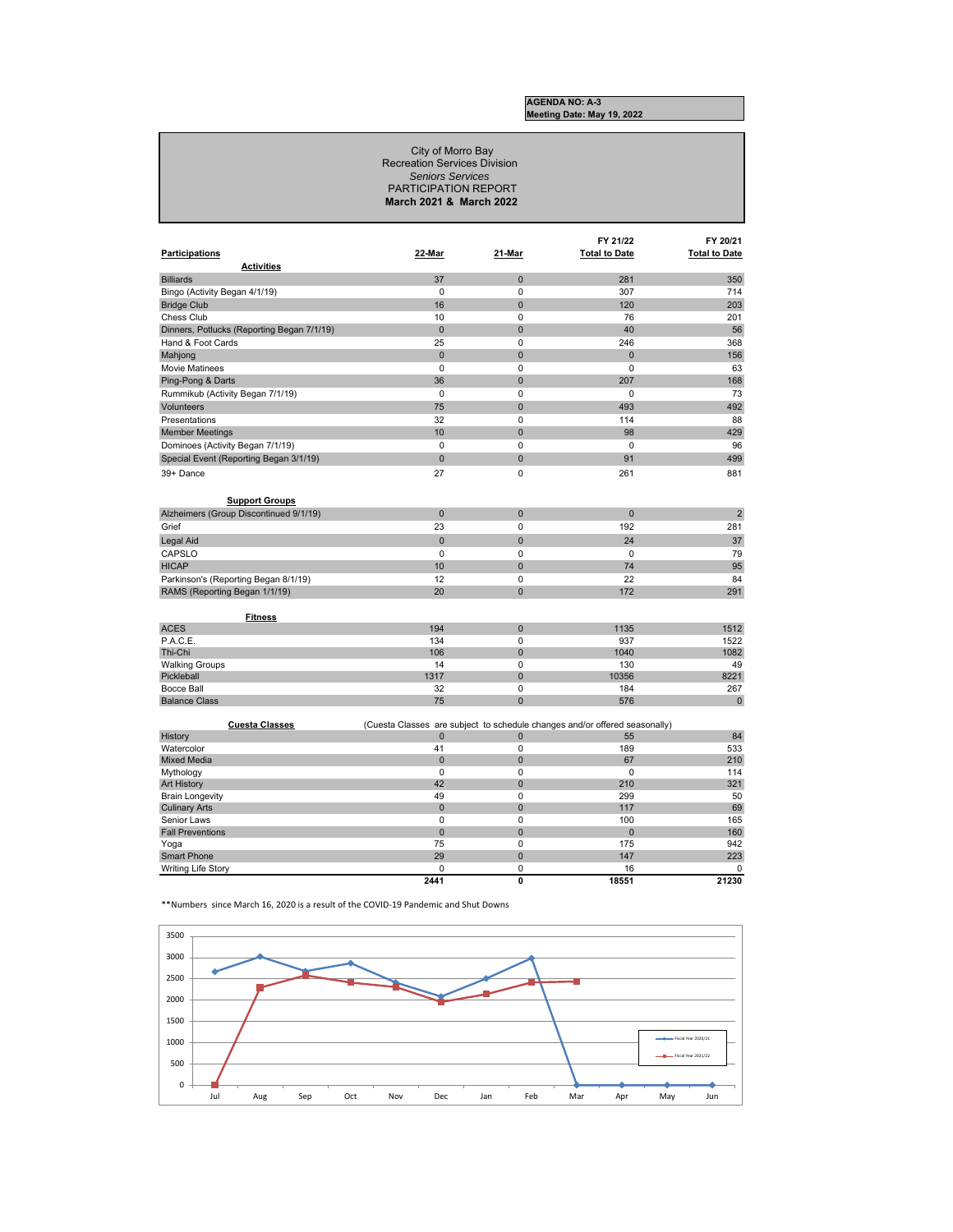**AGENDA NO: A-3**
**Meeting Date: May 19, 2022**

City of Morro Bay
Recreation Services Division
*Seniors Services*
PARTICIPATION REPORT
**March 2021 & March 2022**

| Participations | 22-Mar | 21-Mar | FY 21/22 Total to Date | FY 20/21 Total to Date |
|---|---|---|---|---|
| **Activities** | | | | |
| Billiards | 37 | 0 | 281 | 350 |
| Bingo (Activity Began 4/1/19) | 0 | 0 | 307 | 714 |
| Bridge Club | 16 | 0 | 120 | 203 |
| Chess Club | 10 | 0 | 76 | 201 |
| Dinners, Potlucks (Reporting Began 7/1/19) | 0 | 0 | 40 | 56 |
| Hand & Foot Cards | 25 | 0 | 246 | 368 |
| Mahjong | 0 | 0 | 0 | 156 |
| Movie Matinees | 0 | 0 | 0 | 63 |
| Ping-Pong & Darts | 36 | 0 | 207 | 168 |
| Rummikub (Activity Began 7/1/19) | 0 | 0 | 0 | 73 |
| Volunteers | 75 | 0 | 493 | 492 |
| Presentations | 32 | 0 | 114 | 88 |
| Member Meetings | 10 | 0 | 98 | 429 |
| Dominoes (Activity Began 7/1/19) | 0 | 0 | 0 | 96 |
| Special Event (Reporting Began 3/1/19) | 0 | 0 | 91 | 499 |
| 39+ Dance | 27 | 0 | 261 | 881 |
| **Support Groups** | | | | |
| Alzheimers (Group Discontinued 9/1/19) | 0 | 0 | 0 | 2 |
| Grief | 23 | 0 | 192 | 281 |
| Legal Aid | 0 | 0 | 24 | 37 |
| CAPSLO | 0 | 0 | 0 | 79 |
| HICAP | 10 | 0 | 74 | 95 |
| Parkinson's (Reporting Began 8/1/19) | 12 | 0 | 22 | 84 |
| RAMS (Reporting Began 1/1/19) | 20 | 0 | 172 | 291 |
| **Fitness** | | | | |
| ACES | 194 | 0 | 1135 | 1512 |
| P.A.C.E. | 134 | 0 | 937 | 1522 |
| Thi-Chi | 106 | 0 | 1040 | 1082 |
| Walking Groups | 14 | 0 | 130 | 49 |
| Pickleball | 1317 | 0 | 10356 | 8221 |
| Bocce Ball | 32 | 0 | 184 | 267 |
| Balance Class | 75 | 0 | 576 | 0 |
| **Cuesta Classes** (Cuesta Classes are subject to schedule changes and/or offered seasonally) | | | | |
| History | 0 | 0 | 55 | 84 |
| Watercolor | 41 | 0 | 189 | 533 |
| Mixed Media | 0 | 0 | 67 | 210 |
| Mythology | 0 | 0 | 0 | 114 |
| Art History | 42 | 0 | 210 | 321 |
| Brain Longevity | 49 | 0 | 299 | 50 |
| Culinary Arts | 0 | 0 | 117 | 69 |
| Senior Laws | 0 | 0 | 100 | 165 |
| Fall Preventions | 0 | 0 | 0 | 160 |
| Yoga | 75 | 0 | 175 | 942 |
| Smart Phone | 29 | 0 | 147 | 223 |
| Writing Life Story | 0 | 0 | 16 | 0 |
| | **2441** | **0** | **18551** | **21230** |

**Numbers since March 16, 2020 is a result of the COVID-19 Pandemic and Shut Downs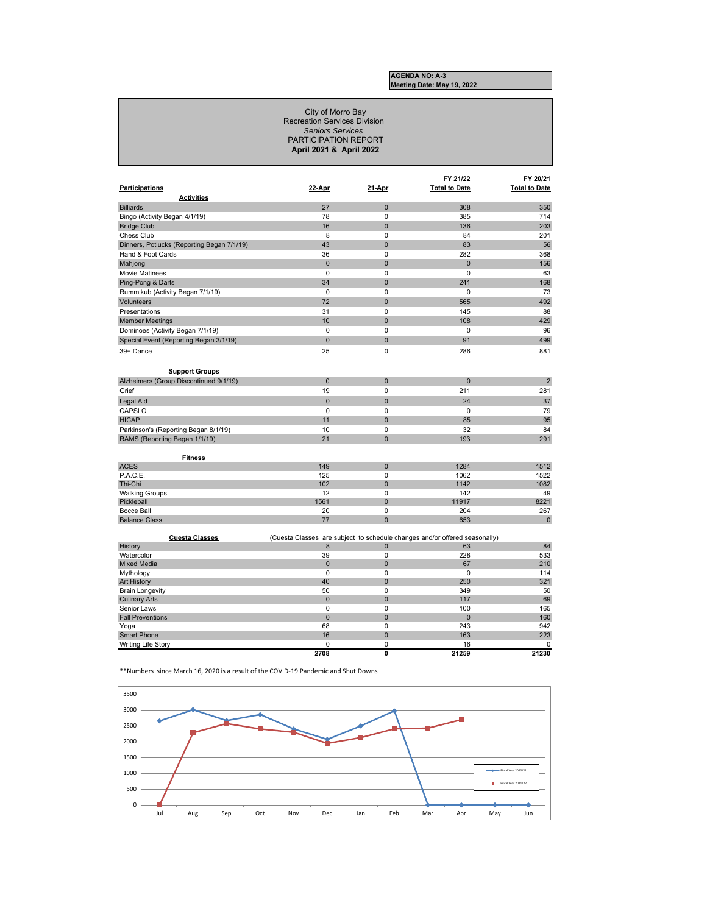**AGENDA NO: A-3**
**Meeting Date: May 19, 2022**

City of Morro Bay
Recreation Services Division
*Seniors Services*
PARTICIPATION REPORT
**April 2021 & April 2022**

| Participations | 22-Apr | 21-Apr | FY 21/22 Total to Date | FY 20/21 Total to Date |
|---|---|---|---|---|
| **Activities** | | | | |
| Billiards | 27 | 0 | 308 | 350 |
| Bingo (Activity Began 4/1/19) | 78 | 0 | 385 | 714 |
| Bridge Club | 16 | 0 | 136 | 203 |
| Chess Club | 8 | 0 | 84 | 201 |
| Dinners, Potlucks (Reporting Began 7/1/19) | 43 | 0 | 83 | 56 |
| Hand & Foot Cards | 36 | 0 | 282 | 368 |
| Mahjong | 0 | 0 | 0 | 156 |
| Movie Matinees | 0 | 0 | 0 | 63 |
| Ping-Pong & Darts | 34 | 0 | 241 | 168 |
| Rummikub (Activity Began 7/1/19) | 0 | 0 | 0 | 73 |
| Volunteers | 72 | 0 | 565 | 492 |
| Presentations | 31 | 0 | 145 | 88 |
| Member Meetings | 10 | 0 | 108 | 429 |
| Dominoes (Activity Began 7/1/19) | 0 | 0 | 0 | 96 |
| Special Event (Reporting Began 3/1/19) | 0 | 0 | 91 | 499 |
| 39+ Dance | 25 | 0 | 286 | 881 |
| **Support Groups** | | | | |
| Alzheimers (Group Discontinued 9/1/19) | 0 | 0 | 0 | 2 |
| Grief | 19 | 0 | 211 | 281 |
| Legal Aid | 0 | 0 | 24 | 37 |
| CAPSLO | 0 | 0 | 0 | 79 |
| HICAP | 11 | 0 | 85 | 95 |
| Parkinson's (Reporting Began 8/1/19) | 10 | 0 | 32 | 84 |
| RAMS (Reporting Began 1/1/19) | 21 | 0 | 193 | 291 |
| **Fitness** | | | | |
| ACES | 149 | 0 | 1284 | 1512 |
| P.A.C.E. | 125 | 0 | 1062 | 1522 |
| Thi-Chi | 102 | 0 | 1142 | 1082 |
| Walking Groups | 12 | 0 | 142 | 49 |
| Pickleball | 1561 | 0 | 11917 | 8221 |
| Bocce Ball | 20 | 0 | 204 | 267 |
| Balance Class | 77 | 0 | 653 | 0 |
| **Cuesta Classes** (Cuesta Classes are subject to schedule changes and/or offered seasonally) | | | | |
| History | 8 | 0 | 63 | 84 |
| Watercolor | 39 | 0 | 228 | 533 |
| Mixed Media | 0 | 0 | 67 | 210 |
| Mythology | 0 | 0 | 0 | 114 |
| Art History | 40 | 0 | 250 | 321 |
| Brain Longevity | 50 | 0 | 349 | 50 |
| Culinary Arts | 0 | 0 | 117 | 69 |
| Senior Laws | 0 | 0 | 100 | 165 |
| Fall Preventions | 0 | 0 | 0 | 160 |
| Yoga | 68 | 0 | 243 | 942 |
| Smart Phone | 16 | 0 | 163 | 223 |
| Writing Life Story | 0 | 0 | 16 | 0 |
| | **2708** | **0** | **21259** | **21230** |

**Numbers since March 16, 2020 is a result of the COVID-19 Pandemic and Shut Downs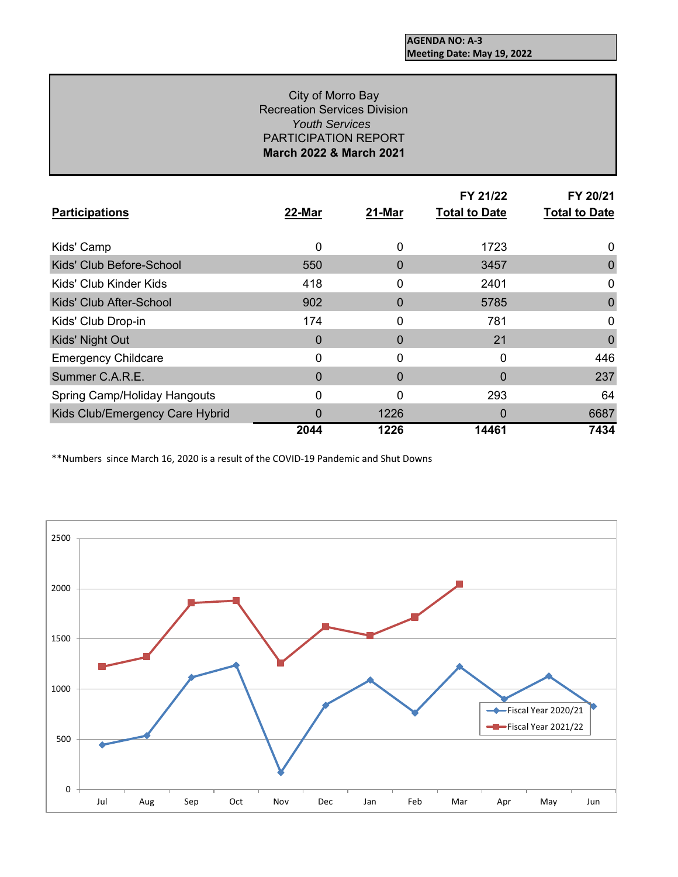**AGENDA NO: A-3**
**Meeting Date: May 19, 2022**

City of Morro Bay
Recreation Services Division
*Youth Services*
PARTICIPATION REPORT
**March 2022 & March 2021**

| Participations | 22-Mar | 21-Mar | FY 21/22 Total to Date | FY 20/21 Total to Date |
|---|---|---|---|---|
| Kids' Camp | 0 | 0 | 1723 | 0 |
| Kids' Club Before-School | 550 | 0 | 3457 | 0 |
| Kids' Club Kinder Kids | 418 | 0 | 2401 | 0 |
| Kids' Club After-School | 902 | 0 | 5785 | 0 |
| Kids' Club Drop-in | 174 | 0 | 781 | 0 |
| Kids' Night Out | 0 | 0 | 21 | 0 |
| Emergency Childcare | 0 | 0 | 0 | 446 |
| Summer C.A.R.E. | 0 | 0 | 0 | 237 |
| Spring Camp/Holiday Hangouts | 0 | 0 | 293 | 64 |
| Kids Club/Emergency Care Hybrid | 0 | 1226 | 0 | 6687 |
| | **2044** | **1226** | **14461** | **7434** |

**Numbers since March 16, 2020 is a result of the COVID-19 Pandemic and Shut Downs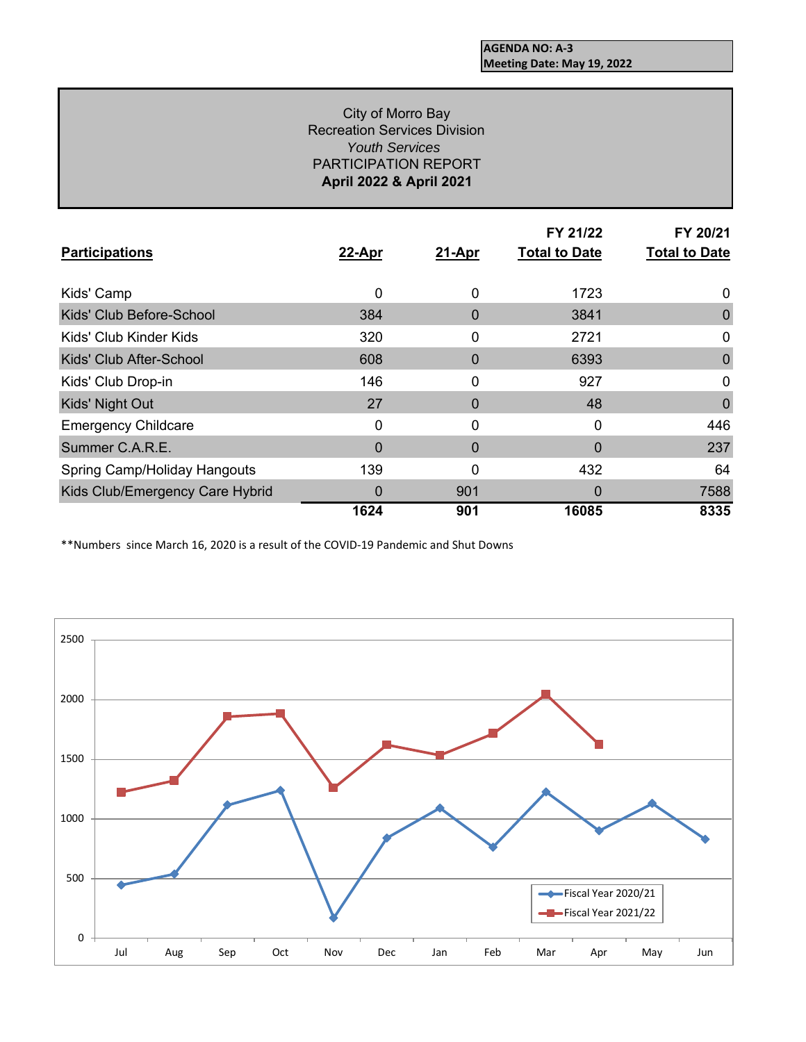**AGENDA NO: A-3**
**Meeting Date: May 19, 2022**

City of Morro Bay
Recreation Services Division
*Youth Services*
PARTICIPATION REPORT
**April 2022 & April 2021**

| Participations | 22-Apr | 21-Apr | FY 21/22 Total to Date | FY 20/21 Total to Date |
|---|---|---|---|---|
| Kids' Camp | 0 | 0 | 1723 | 0 |
| Kids' Club Before-School | 384 | 0 | 3841 | 0 |
| Kids' Club Kinder Kids | 320 | 0 | 2721 | 0 |
| Kids' Club After-School | 608 | 0 | 6393 | 0 |
| Kids' Club Drop-in | 146 | 0 | 927 | 0 |
| Kids' Night Out | 27 | 0 | 48 | 0 |
| Emergency Childcare | 0 | 0 | 0 | 446 |
| Summer C.A.R.E. | 0 | 0 | 0 | 237 |
| Spring Camp/Holiday Hangouts | 139 | 0 | 432 | 64 |
| Kids Club/Emergency Care Hybrid | 0 | 901 | 0 | 7588 |
| | **1624** | **901** | **16085** | **8335** |

**Numbers since March 16, 2020 is a result of the COVID-19 Pandemic and Shut Downs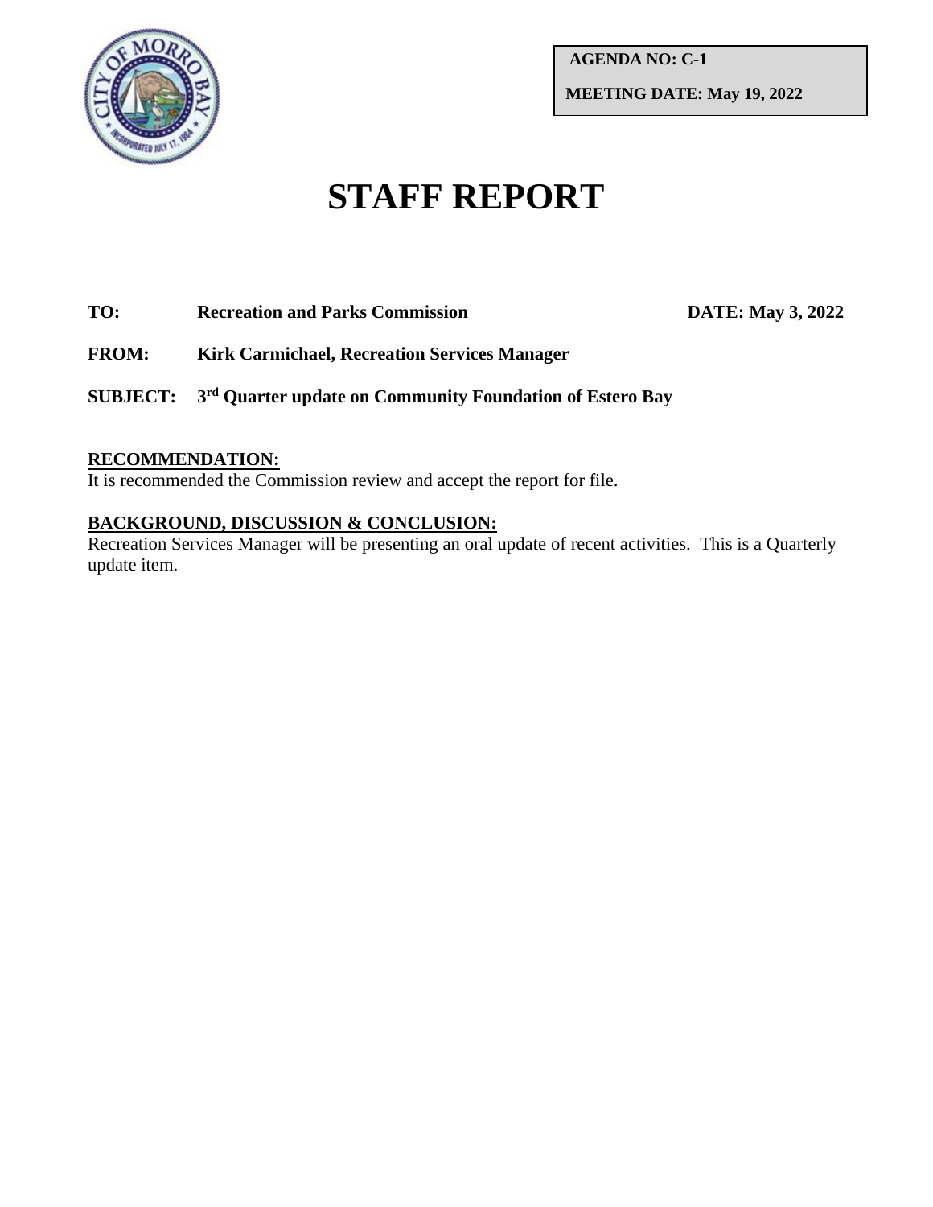**AGENDA NO: C-1**

**MEETING DATE: May 19, 2022**

# STAFF REPORT

**TO:** **Recreation and Parks Commission** **DATE: May 3, 2022**

**FROM:** **Kirk Carmichael, Recreation Services Manager**

**SUBJECT:** **3rd Quarter update on Community Foundation of Estero Bay**

**RECOMMENDATION:**

It is recommended the Commission review and accept the report for file.

**BACKGROUND, DISCUSSION & CONCLUSION:**

Recreation Services Manager will be presenting an oral update of recent activities. This is a Quarterly update item.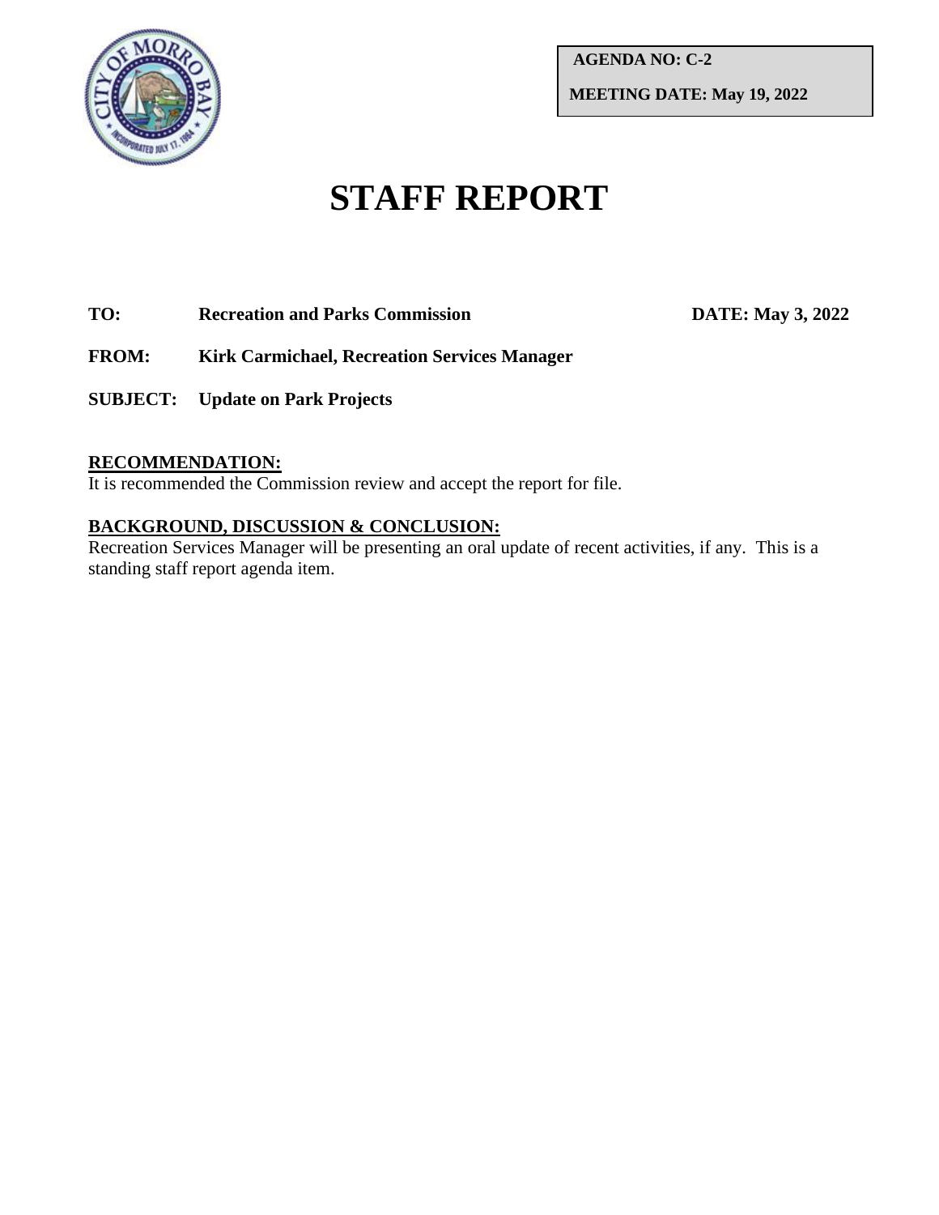**AGENDA NO: C-2**

**MEETING DATE: May 19, 2022**

# STAFF REPORT

**TO:** **Recreation and Parks Commission** **DATE: May 3, 2022**

**FROM:** **Kirk Carmichael, Recreation Services Manager**

**SUBJECT:** **Update on Park Projects**

## RECOMMENDATION:

It is recommended the Commission review and accept the report for file.

## BACKGROUND, DISCUSSION & CONCLUSION:

Recreation Services Manager will be presenting an oral update of recent activities, if any. This is a standing staff report agenda item.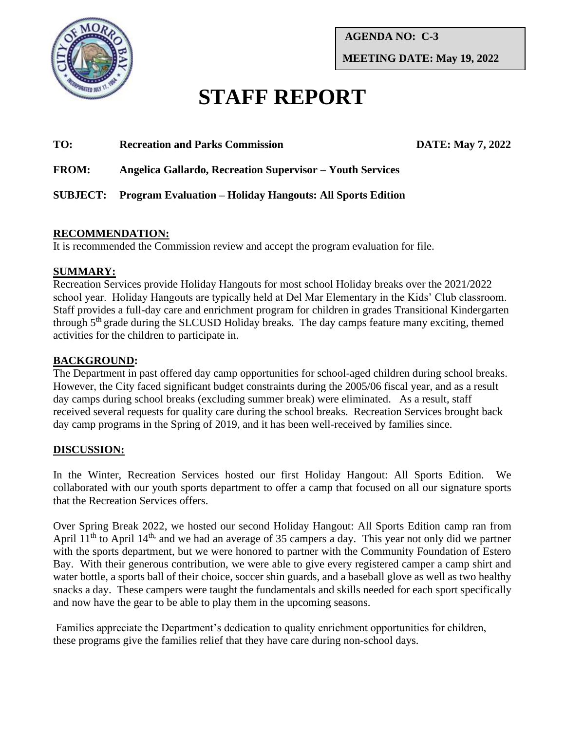**AGENDA NO: C-3**

**MEETING DATE: May 19, 2022**

# STAFF REPORT

**TO:** **Recreation and Parks Commission** **DATE: May 7, 2022**

**FROM:** **Angelica Gallardo, Recreation Supervisor – Youth Services**

**SUBJECT:** **Program Evaluation – Holiday Hangouts: All Sports Edition**

## RECOMMENDATION:

It is recommended the Commission review and accept the program evaluation for file.

## SUMMARY:

Recreation Services provide Holiday Hangouts for most school Holiday breaks over the 2021/2022 school year. Holiday Hangouts are typically held at Del Mar Elementary in the Kids' Club classroom. Staff provides a full-day care and enrichment program for children in grades Transitional Kindergarten through 5th grade during the SLCUSD Holiday breaks. The day camps feature many exciting, themed activities for the children to participate in.

## BACKGROUND:

The Department in past offered day camp opportunities for school-aged children during school breaks. However, the City faced significant budget constraints during the 2005/06 fiscal year, and as a result day camps during school breaks (excluding summer break) were eliminated. As a result, staff received several requests for quality care during the school breaks. Recreation Services brought back day camp programs in the Spring of 2019, and it has been well-received by families since.

## DISCUSSION:

In the Winter, Recreation Services hosted our first Holiday Hangout: All Sports Edition. We collaborated with our youth sports department to offer a camp that focused on all our signature sports that the Recreation Services offers.

Over Spring Break 2022, we hosted our second Holiday Hangout: All Sports Edition camp ran from April 11th to April 14th, and we had an average of 35 campers a day. This year not only did we partner with the sports department, but we were honored to partner with the Community Foundation of Estero Bay. With their generous contribution, we were able to give every registered camper a camp shirt and water bottle, a sports ball of their choice, soccer shin guards, and a baseball glove as well as two healthy snacks a day. These campers were taught the fundamentals and skills needed for each sport specifically and now have the gear to be able to play them in the upcoming seasons.

Families appreciate the Department's dedication to quality enrichment opportunities for children, these programs give the families relief that they have care during non-school days.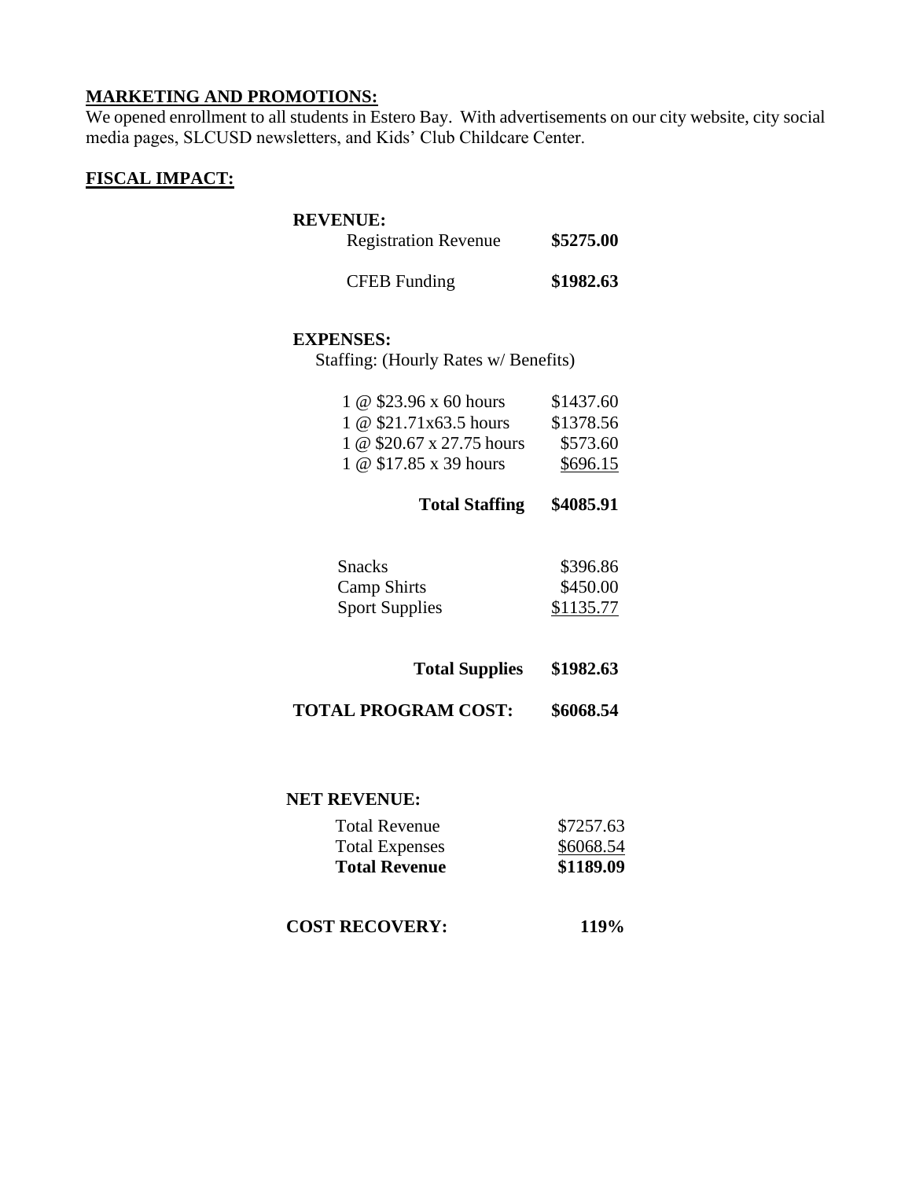**MARKETING AND PROMOTIONS:**
We opened enrollment to all students in Estero Bay. With advertisements on our city website, city social media pages, SLCUSD newsletters, and Kids' Club Childcare Center.

**FISCAL IMPACT:**

**REVENUE:**

| | |
|---|---|
| Registration Revenue | **$5275.00** |
| CFEB Funding | **$1982.63** |

**EXPENSES:**

Staffing: (Hourly Rates w/ Benefits)

| | |
|---|---|
| 1 @ $23.96 x 60 hours | $1437.60 |
| 1 @ $21.71x63.5 hours | $1378.56 |
| 1 @ $20.67 x 27.75 hours | $573.60 |
| 1 @ $17.85 x 39 hours | $696.15 |
| **Total Staffing** | **$4085.91** |
| Snacks | $396.86 |
| Camp Shirts | $450.00 |
| Sport Supplies | $1135.77 |
| **Total Supplies** | **$1982.63** |
| **TOTAL PROGRAM COST:** | **$6068.54** |

**NET REVENUE:**

| | |
|---|---|
| Total Revenue | $7257.63 |
| Total Expenses | $6068.54 |
| **Total Revenue** | **$1189.09** |

**COST RECOVERY:** **119%**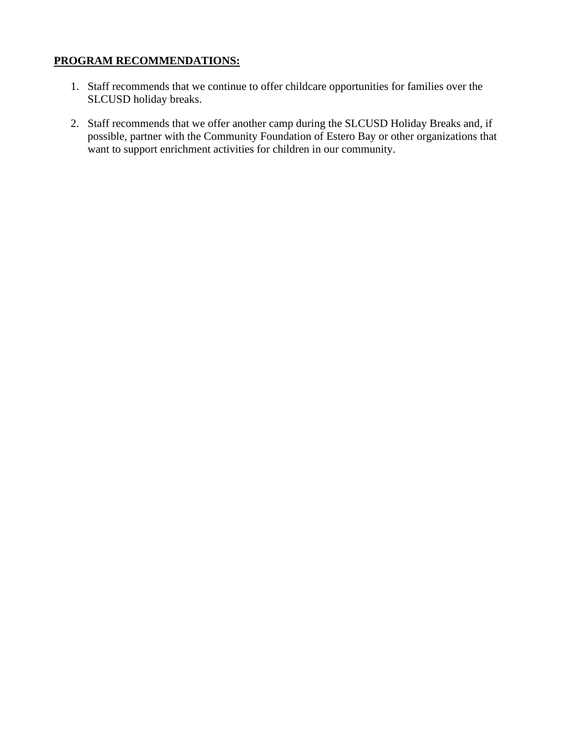**PROGRAM RECOMMENDATIONS:**

1. Staff recommends that we continue to offer childcare opportunities for families over the SLCUSD holiday breaks.

2. Staff recommends that we offer another camp during the SLCUSD Holiday Breaks and, if possible, partner with the Community Foundation of Estero Bay or other organizations that want to support enrichment activities for children in our community.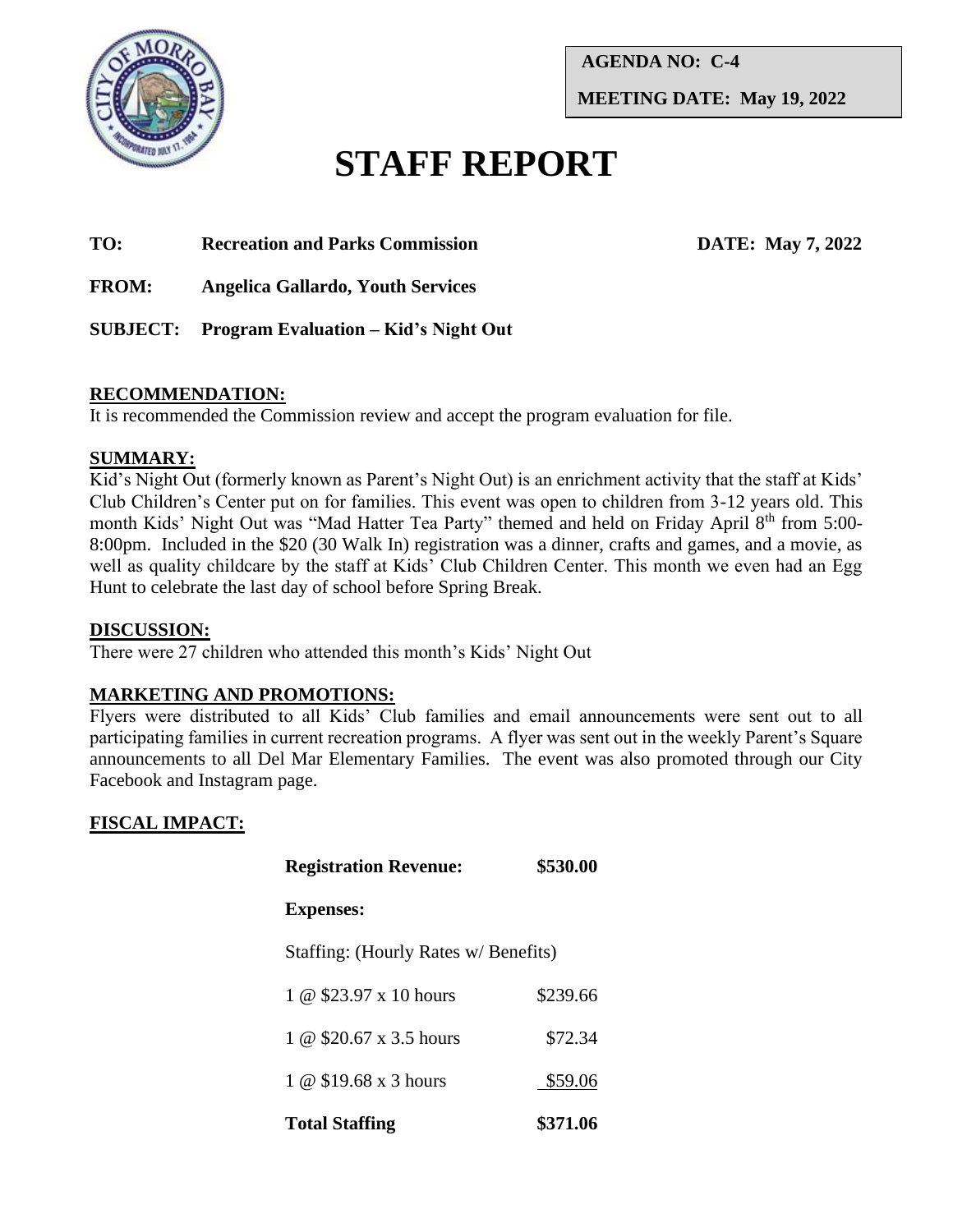**AGENDA NO: C-4**

**MEETING DATE: May 19, 2022**

# STAFF REPORT

**TO:** **Recreation and Parks Commission** **DATE: May 7, 2022**

**FROM:** **Angelica Gallardo, Youth Services**

**SUBJECT:** **Program Evaluation – Kid's Night Out**

## RECOMMENDATION:

It is recommended the Commission review and accept the program evaluation for file.

## SUMMARY:

Kid's Night Out (formerly known as Parent's Night Out) is an enrichment activity that the staff at Kids' Club Children's Center put on for families. This event was open to children from 3-12 years old. This month Kids' Night Out was "Mad Hatter Tea Party" themed and held on Friday April 8th from 5:00-8:00pm. Included in the $20 (30 Walk In) registration was a dinner, crafts and games, and a movie, as well as quality childcare by the staff at Kids' Club Children Center. This month we even had an Egg Hunt to celebrate the last day of school before Spring Break.

## DISCUSSION:

There were 27 children who attended this month's Kids' Night Out

## MARKETING AND PROMOTIONS:

Flyers were distributed to all Kids' Club families and email announcements were sent out to all participating families in current recreation programs. A flyer was sent out in the weekly Parent's Square announcements to all Del Mar Elementary Families. The event was also promoted through our City Facebook and Instagram page.

## FISCAL IMPACT:

| | |
|---|---|
| **Registration Revenue:** | **$530.00** |
| **Expenses:** | |
| Staffing: (Hourly Rates w/ Benefits) | |
| 1 @ $23.97 x 10 hours | $239.66 |
| 1 @ $20.67 x 3.5 hours | $72.34 |
| 1 @ $19.68 x 3 hours | $59.06 |
| **Total Staffing** | **$371.06** |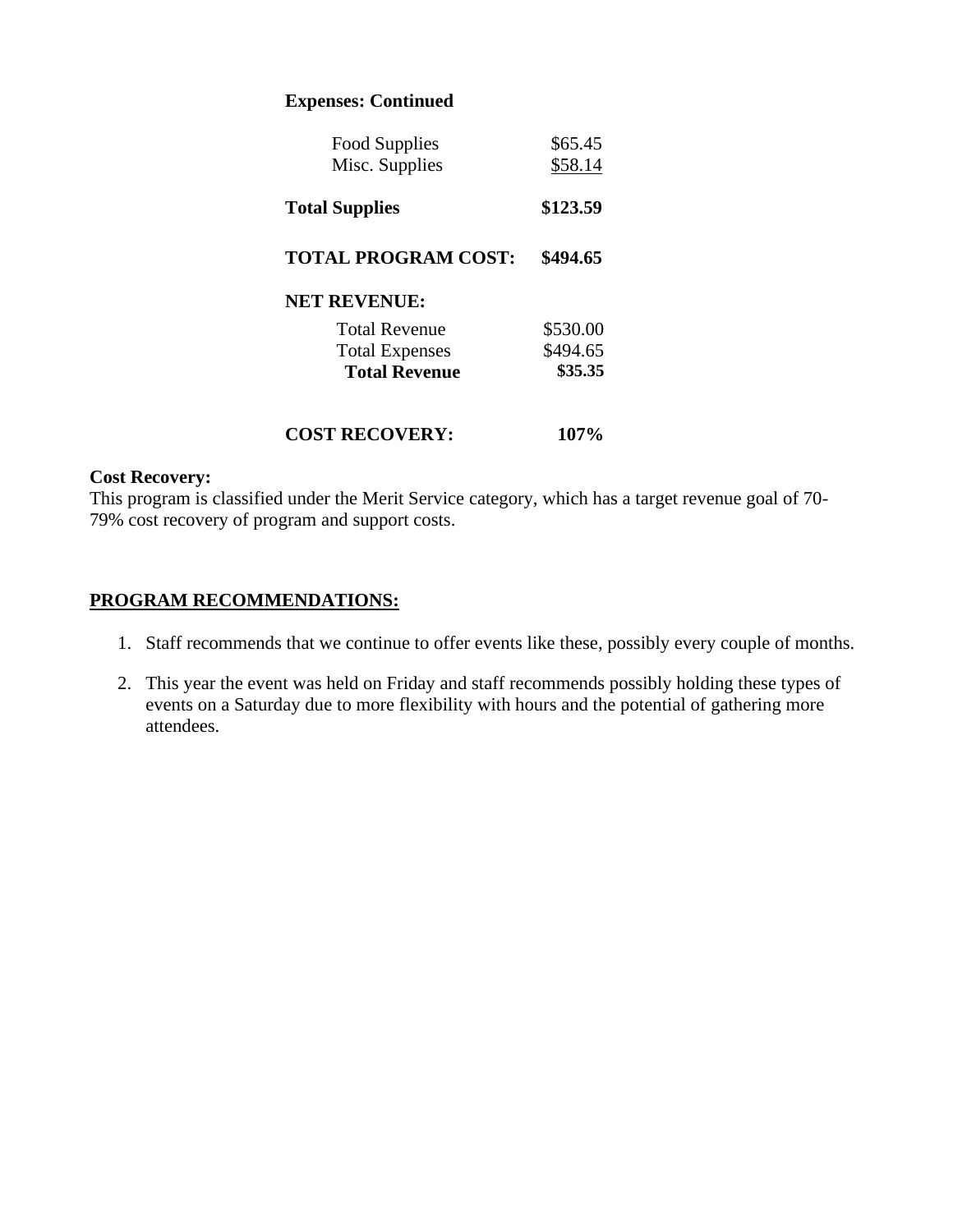**Expenses: Continued**

| | |
|---|---|
| Food Supplies | $65.45 |
| Misc. Supplies | $58.14 |
| **Total Supplies** | **$123.59** |
| **TOTAL PROGRAM COST:** | **$494.65** |

**NET REVENUE:**

| | |
|---|---|
| Total Revenue | $530.00 |
| Total Expenses | $494.65 |
| **Total Revenue** | **$35.35** |

**COST RECOVERY:** **107%**

**Cost Recovery:**
This program is classified under the Merit Service category, which has a target revenue goal of 70-79% cost recovery of program and support costs.

## PROGRAM RECOMMENDATIONS:

1. Staff recommends that we continue to offer events like these, possibly every couple of months.
2. This year the event was held on Friday and staff recommends possibly holding these types of events on a Saturday due to more flexibility with hours and the potential of gathering more attendees.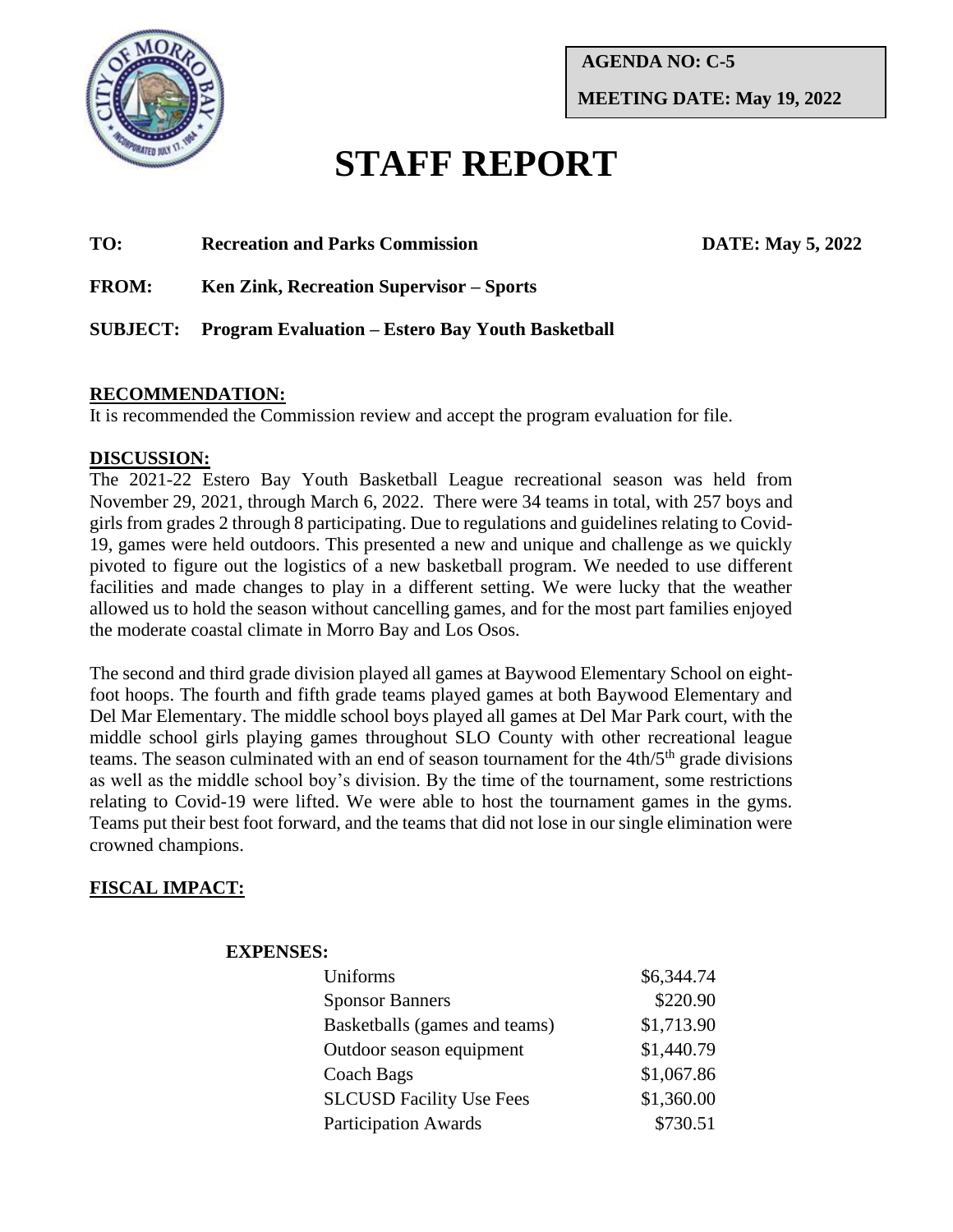**AGENDA NO: C-5**

**MEETING DATE: May 19, 2022**

# STAFF REPORT

**TO:** **Recreation and Parks Commission** **DATE: May 5, 2022**

**FROM:** **Ken Zink, Recreation Supervisor – Sports**

**SUBJECT:** **Program Evaluation – Estero Bay Youth Basketball**

## RECOMMENDATION:

It is recommended the Commission review and accept the program evaluation for file.

## DISCUSSION:

The 2021-22 Estero Bay Youth Basketball League recreational season was held from November 29, 2021, through March 6, 2022. There were 34 teams in total, with 257 boys and girls from grades 2 through 8 participating. Due to regulations and guidelines relating to Covid-19, games were held outdoors. This presented a new and unique and challenge as we quickly pivoted to figure out the logistics of a new basketball program. We needed to use different facilities and made changes to play in a different setting. We were lucky that the weather allowed us to hold the season without cancelling games, and for the most part families enjoyed the moderate coastal climate in Morro Bay and Los Osos.

The second and third grade division played all games at Baywood Elementary School on eight-foot hoops. The fourth and fifth grade teams played games at both Baywood Elementary and Del Mar Elementary. The middle school boys played all games at Del Mar Park court, with the middle school girls playing games throughout SLO County with other recreational league teams. The season culminated with an end of season tournament for the 4th/5th grade divisions as well as the middle school boy's division. By the time of the tournament, some restrictions relating to Covid-19 were lifted. We were able to host the tournament games in the gyms. Teams put their best foot forward, and the teams that did not lose in our single elimination were crowned champions.

## FISCAL IMPACT:

**EXPENSES:**

| | |
|---|---|
| Uniforms | $6,344.74 |
| Sponsor Banners | $220.90 |
| Basketballs (games and teams) | $1,713.90 |
| Outdoor season equipment | $1,440.79 |
| Coach Bags | $1,067.86 |
| SLCUSD Facility Use Fees | $1,360.00 |
| Participation Awards | $730.51 |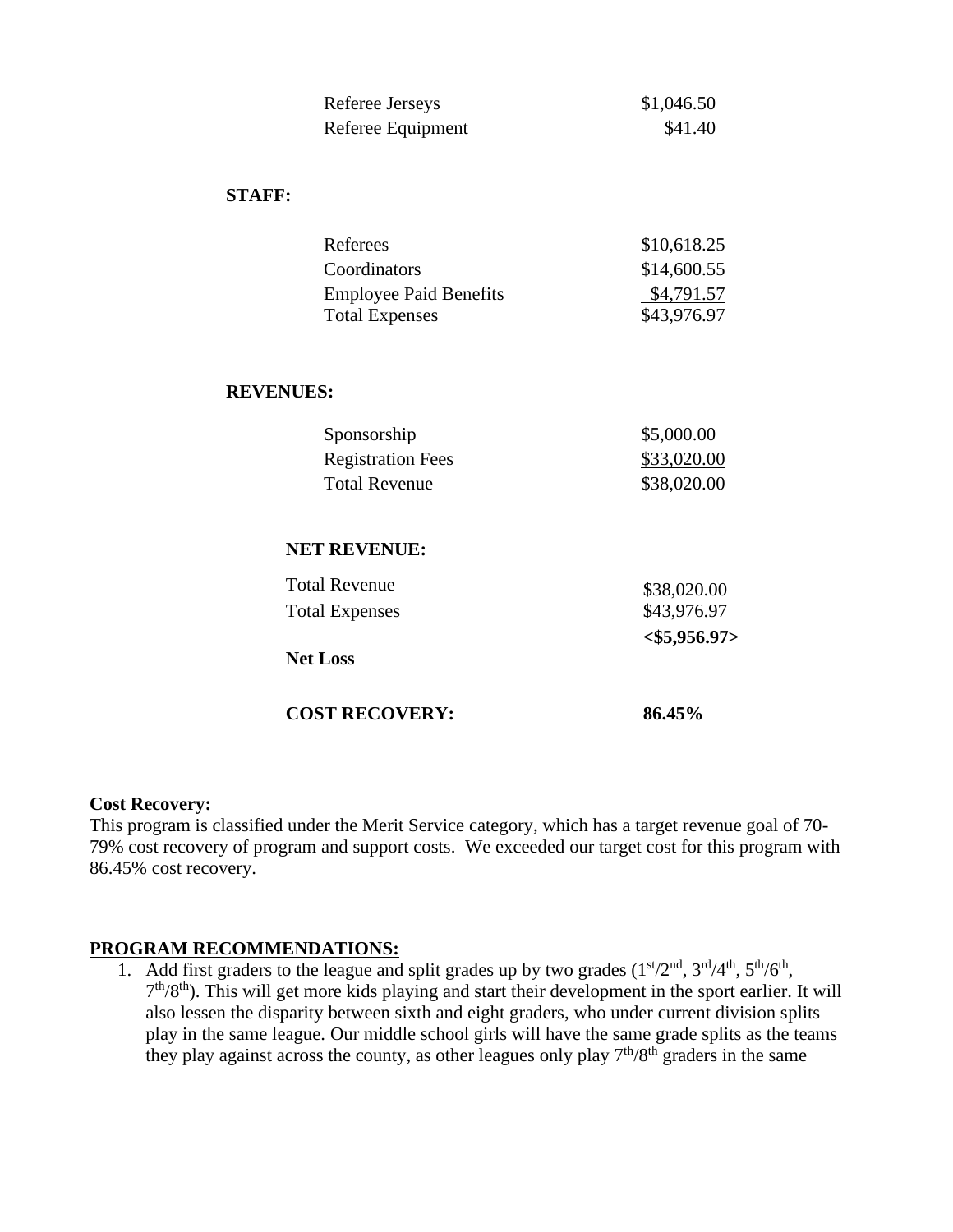| | |
|---|---|
| Referee Jerseys | $1,046.50 |
| Referee Equipment | $41.40 |

**STAFF:**

| | |
|---|---|
| Referees | $10,618.25 |
| Coordinators | $14,600.55 |
| Employee Paid Benefits | $4,791.57 |
| Total Expenses | $43,976.97 |

**REVENUES:**

| | |
|---|---|
| Sponsorship | $5,000.00 |
| Registration Fees | $33,020.00 |
| Total Revenue | $38,020.00 |

**NET REVENUE:**

| | |
|---|---|
| Total Revenue | $38,020.00 |
| Total Expenses | $43,976.97 |
| **Net Loss** | **<$5,956.97>** |

**COST RECOVERY: 86.45%**

**Cost Recovery:**
This program is classified under the Merit Service category, which has a target revenue goal of 70-79% cost recovery of program and support costs. We exceeded our target cost for this program with 86.45% cost recovery.

**PROGRAM RECOMMENDATIONS:**

1. Add first graders to the league and split grades up by two grades (1st/2nd, 3rd/4th, 5th/6th, 7th/8th). This will get more kids playing and start their development in the sport earlier. It will also lessen the disparity between sixth and eight graders, who under current division splits play in the same league. Our middle school girls will have the same grade splits as the teams they play against across the county, as other leagues only play 7th/8th graders in the same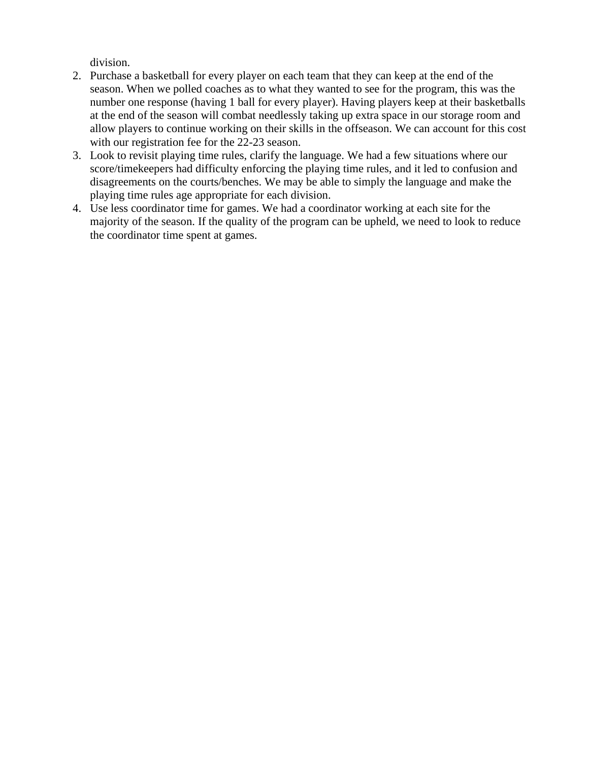division.

2. Purchase a basketball for every player on each team that they can keep at the end of the season. When we polled coaches as to what they wanted to see for the program, this was the number one response (having 1 ball for every player). Having players keep at their basketballs at the end of the season will combat needlessly taking up extra space in our storage room and allow players to continue working on their skills in the offseason. We can account for this cost with our registration fee for the 22-23 season.
3. Look to revisit playing time rules, clarify the language. We had a few situations where our score/timekeepers had difficulty enforcing the playing time rules, and it led to confusion and disagreements on the courts/benches. We may be able to simply the language and make the playing time rules age appropriate for each division.
4. Use less coordinator time for games. We had a coordinator working at each site for the majority of the season. If the quality of the program can be upheld, we need to look to reduce the coordinator time spent at games.